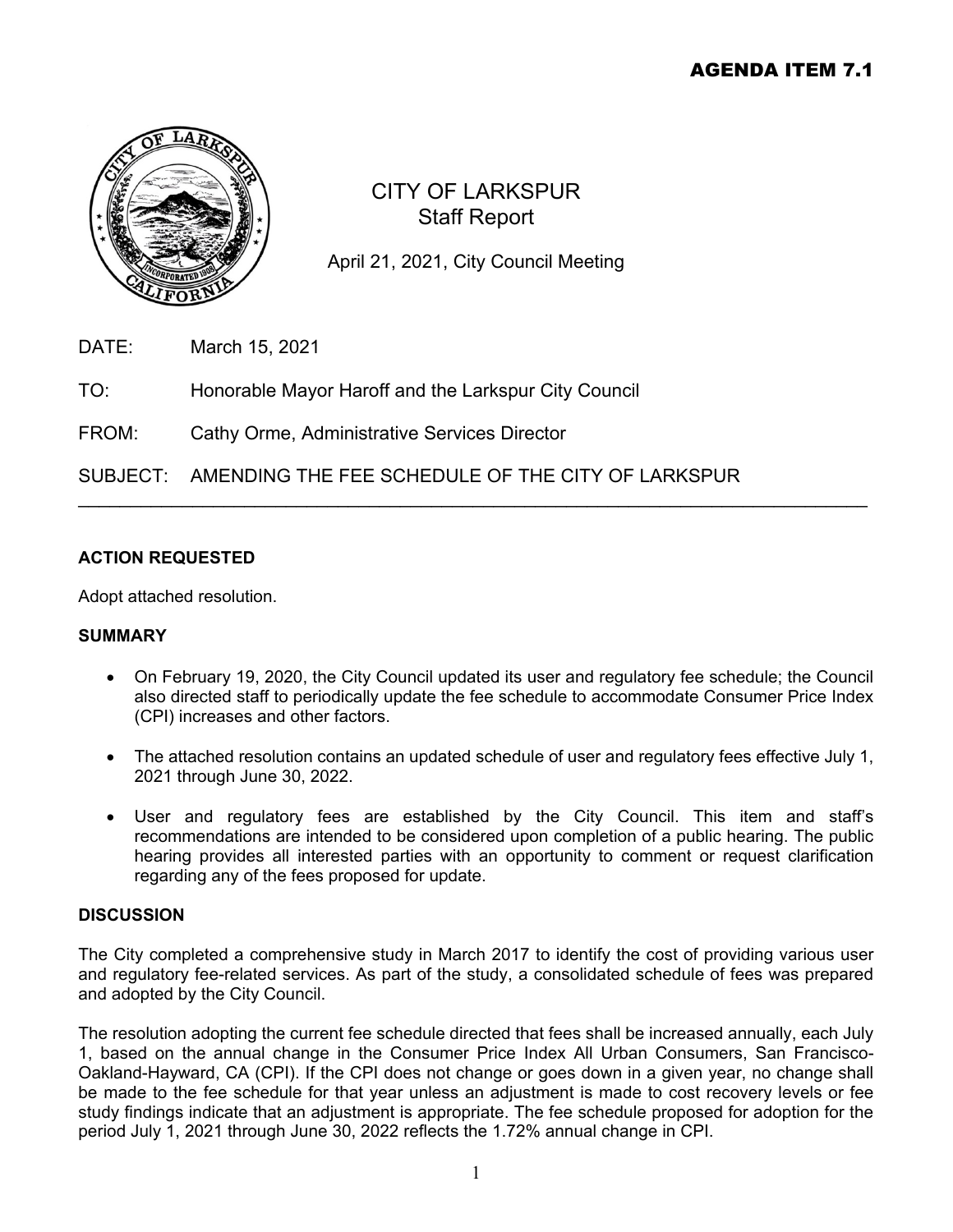AGENDA ITEM 7.1

# CITY OF LARKSPUR
## Staff Report

April 21, 2021, City Council Meeting

DATE: March 15, 2021

TO: Honorable Mayor Haroff and the Larkspur City Council

FROM: Cathy Orme, Administrative Services Director

SUBJECT: AMENDING THE FEE SCHEDULE OF THE CITY OF LARKSPUR

---

**ACTION REQUESTED**

Adopt attached resolution.

**SUMMARY**

- On February 19, 2020, the City Council updated its user and regulatory fee schedule; the Council also directed staff to periodically update the fee schedule to accommodate Consumer Price Index (CPI) increases and other factors.
- The attached resolution contains an updated schedule of user and regulatory fees effective July 1, 2021 through June 30, 2022.
- User and regulatory fees are established by the City Council. This item and staff's recommendations are intended to be considered upon completion of a public hearing. The public hearing provides all interested parties with an opportunity to comment or request clarification regarding any of the fees proposed for update.

**DISCUSSION**

The City completed a comprehensive study in March 2017 to identify the cost of providing various user and regulatory fee-related services. As part of the study, a consolidated schedule of fees was prepared and adopted by the City Council.

The resolution adopting the current fee schedule directed that fees shall be increased annually, each July 1, based on the annual change in the Consumer Price Index All Urban Consumers, San Francisco-Oakland-Hayward, CA (CPI). If the CPI does not change or goes down in a given year, no change shall be made to the fee schedule for that year unless an adjustment is made to cost recovery levels or fee study findings indicate that an adjustment is appropriate. The fee schedule proposed for adoption for the period July 1, 2021 through June 30, 2022 reflects the 1.72% annual change in CPI.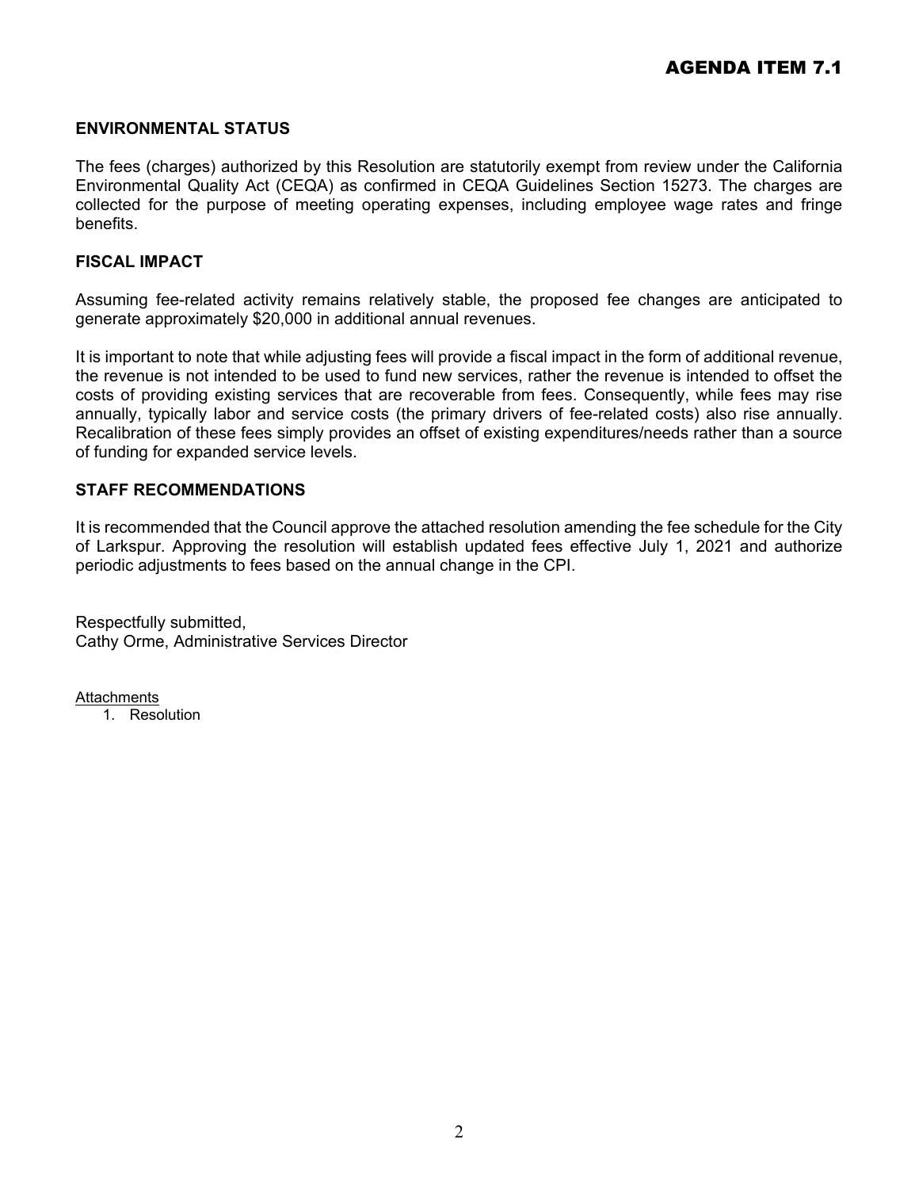## ENVIRONMENTAL STATUS

The fees (charges) authorized by this Resolution are statutorily exempt from review under the California Environmental Quality Act (CEQA) as confirmed in CEQA Guidelines Section 15273. The charges are collected for the purpose of meeting operating expenses, including employee wage rates and fringe benefits.

## FISCAL IMPACT

Assuming fee-related activity remains relatively stable, the proposed fee changes are anticipated to generate approximately $20,000 in additional annual revenues.

It is important to note that while adjusting fees will provide a fiscal impact in the form of additional revenue, the revenue is not intended to be used to fund new services, rather the revenue is intended to offset the costs of providing existing services that are recoverable from fees. Consequently, while fees may rise annually, typically labor and service costs (the primary drivers of fee-related costs) also rise annually. Recalibration of these fees simply provides an offset of existing expenditures/needs rather than a source of funding for expanded service levels.

## STAFF RECOMMENDATIONS

It is recommended that the Council approve the attached resolution amending the fee schedule for the City of Larkspur. Approving the resolution will establish updated fees effective July 1, 2021 and authorize periodic adjustments to fees based on the annual change in the CPI.

Respectfully submitted,
Cathy Orme, Administrative Services Director

Attachments

1. Resolution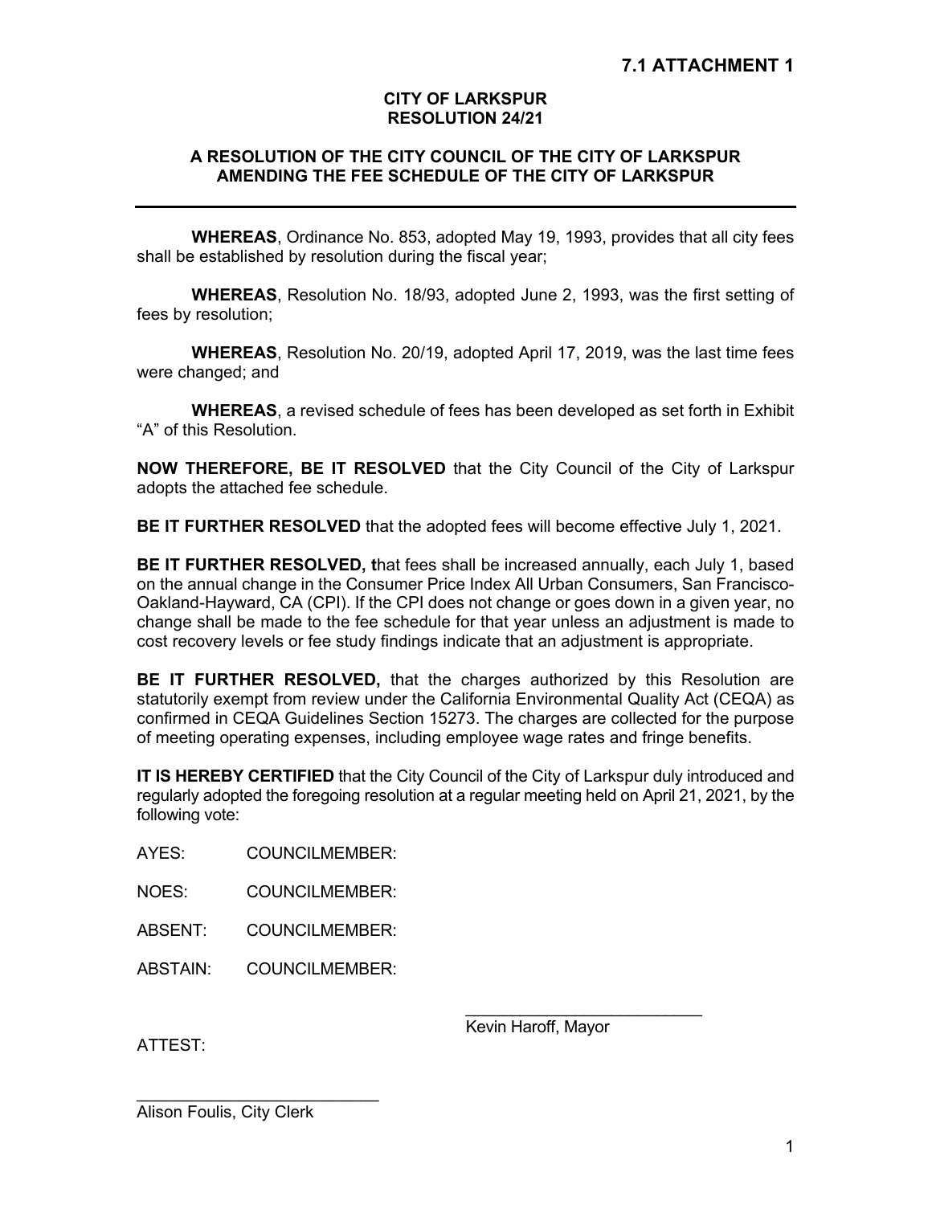**7.1 ATTACHMENT 1**

# CITY OF LARKSPUR
# RESOLUTION 24/21

## A RESOLUTION OF THE CITY COUNCIL OF THE CITY OF LARKSPUR AMENDING THE FEE SCHEDULE OF THE CITY OF LARKSPUR

---

**WHEREAS**, Ordinance No. 853, adopted May 19, 1993, provides that all city fees shall be established by resolution during the fiscal year;

**WHEREAS**, Resolution No. 18/93, adopted June 2, 1993, was the first setting of fees by resolution;

**WHEREAS**, Resolution No. 20/19, adopted April 17, 2019, was the last time fees were changed; and

**WHEREAS**, a revised schedule of fees has been developed as set forth in Exhibit "A" of this Resolution.

**NOW THEREFORE, BE IT RESOLVED** that the City Council of the City of Larkspur adopts the attached fee schedule.

**BE IT FURTHER RESOLVED** that the adopted fees will become effective July 1, 2021.

**BE IT FURTHER RESOLVED, t**hat fees shall be increased annually, each July 1, based on the annual change in the Consumer Price Index All Urban Consumers, San Francisco-Oakland-Hayward, CA (CPI). If the CPI does not change or goes down in a given year, no change shall be made to the fee schedule for that year unless an adjustment is made to cost recovery levels or fee study findings indicate that an adjustment is appropriate.

**BE IT FURTHER RESOLVED,** that the charges authorized by this Resolution are statutorily exempt from review under the California Environmental Quality Act (CEQA) as confirmed in CEQA Guidelines Section 15273. The charges are collected for the purpose of meeting operating expenses, including employee wage rates and fringe benefits.

**IT IS HEREBY CERTIFIED** that the City Council of the City of Larkspur duly introduced and regularly adopted the foregoing resolution at a regular meeting held on April 21, 2021, by the following vote:

AYES: COUNCILMEMBER:

NOES: COUNCILMEMBER:

ABSENT: COUNCILMEMBER:

ABSTAIN: COUNCILMEMBER:

___________________________
Kevin Haroff, Mayor

ATTEST:

___________________________
Alison Foulis, City Clerk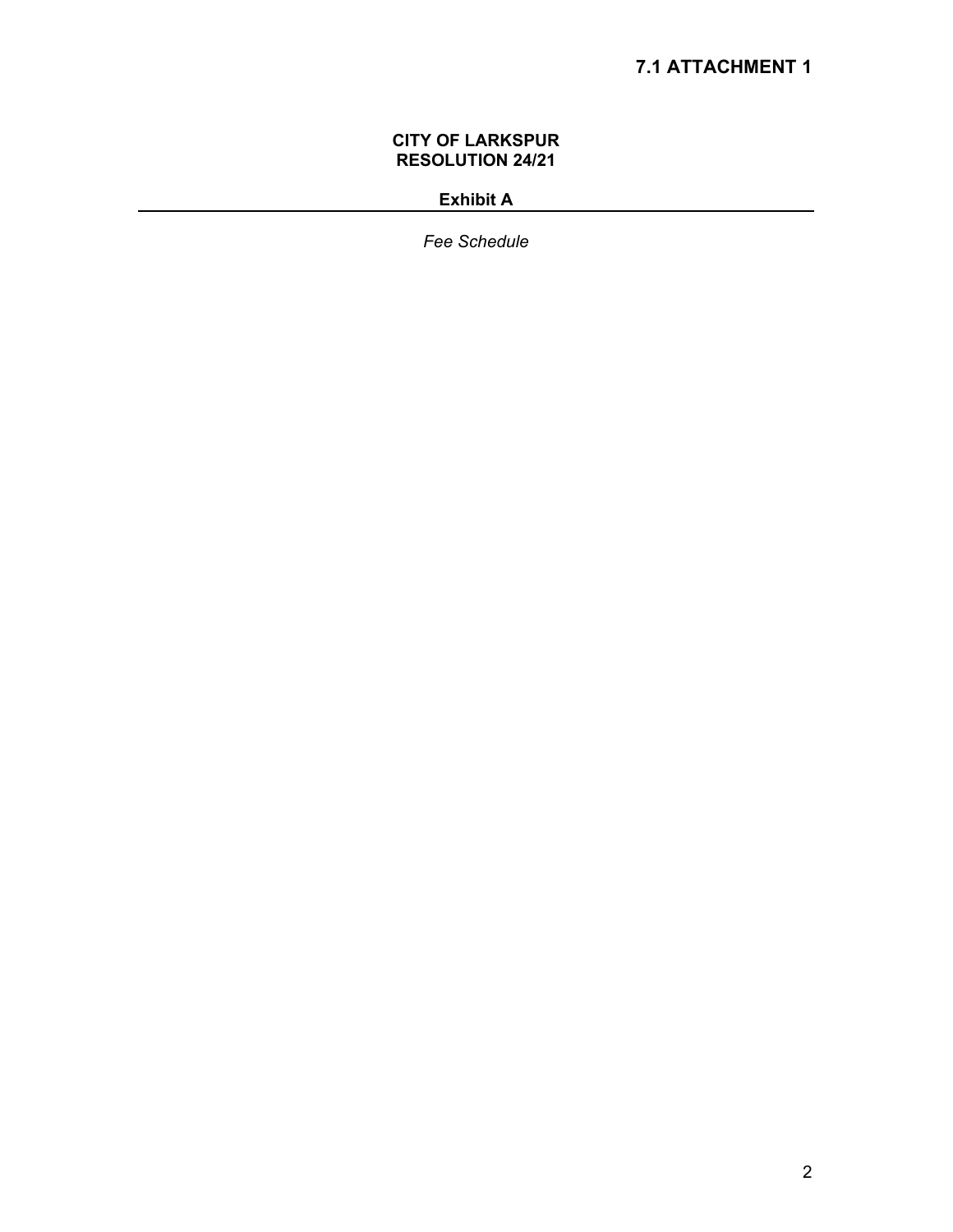**7.1 ATTACHMENT 1**

**CITY OF LARKSPUR**
**RESOLUTION 24/21**

**Exhibit A**

---

*Fee Schedule*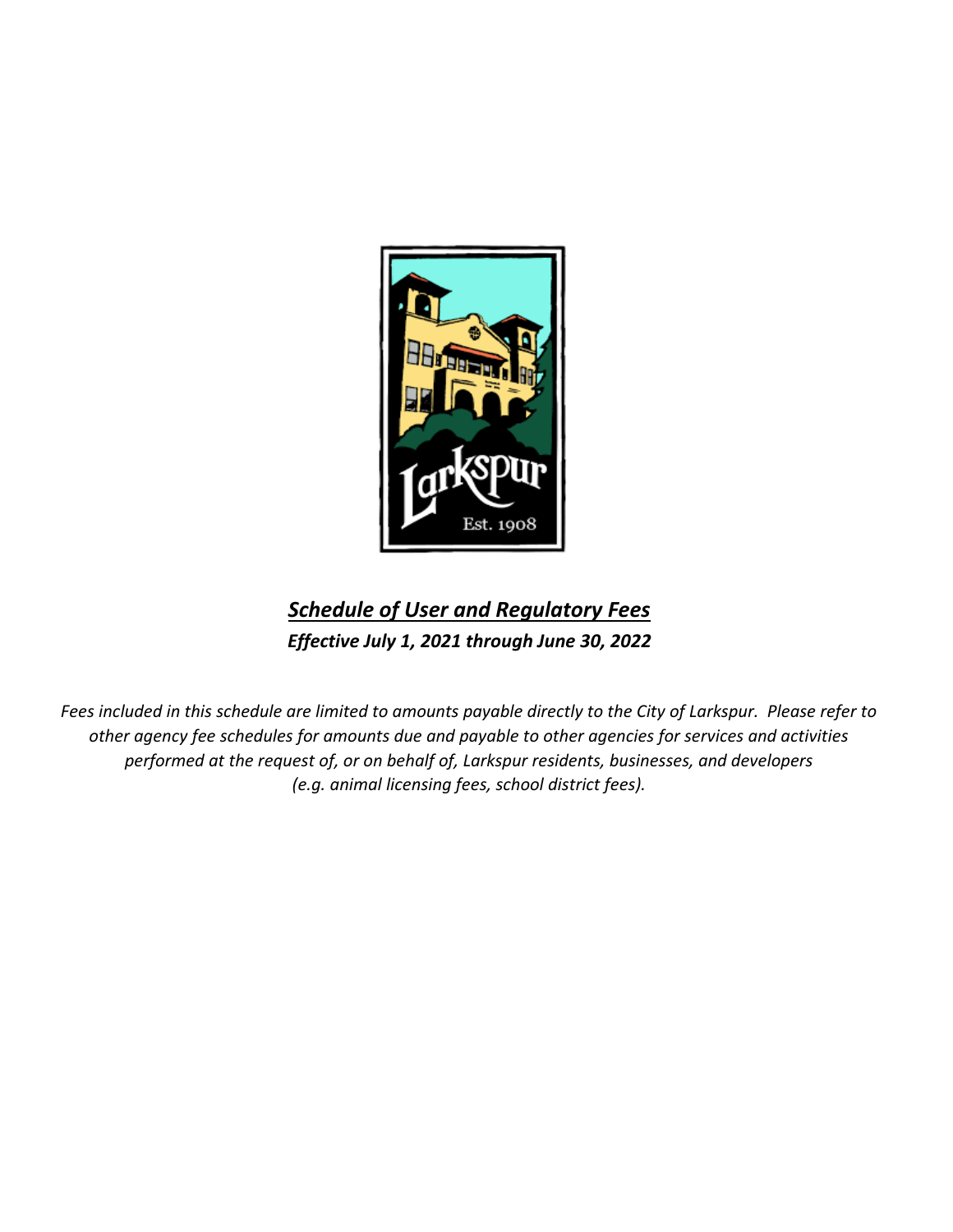***Schedule of User and Regulatory Fees***

***Effective July 1, 2021 through June 30, 2022***

*Fees included in this schedule are limited to amounts payable directly to the City of Larkspur. Please refer to other agency fee schedules for amounts due and payable to other agencies for services and activities performed at the request of, or on behalf of, Larkspur residents, businesses, and developers (e.g. animal licensing fees, school district fees).*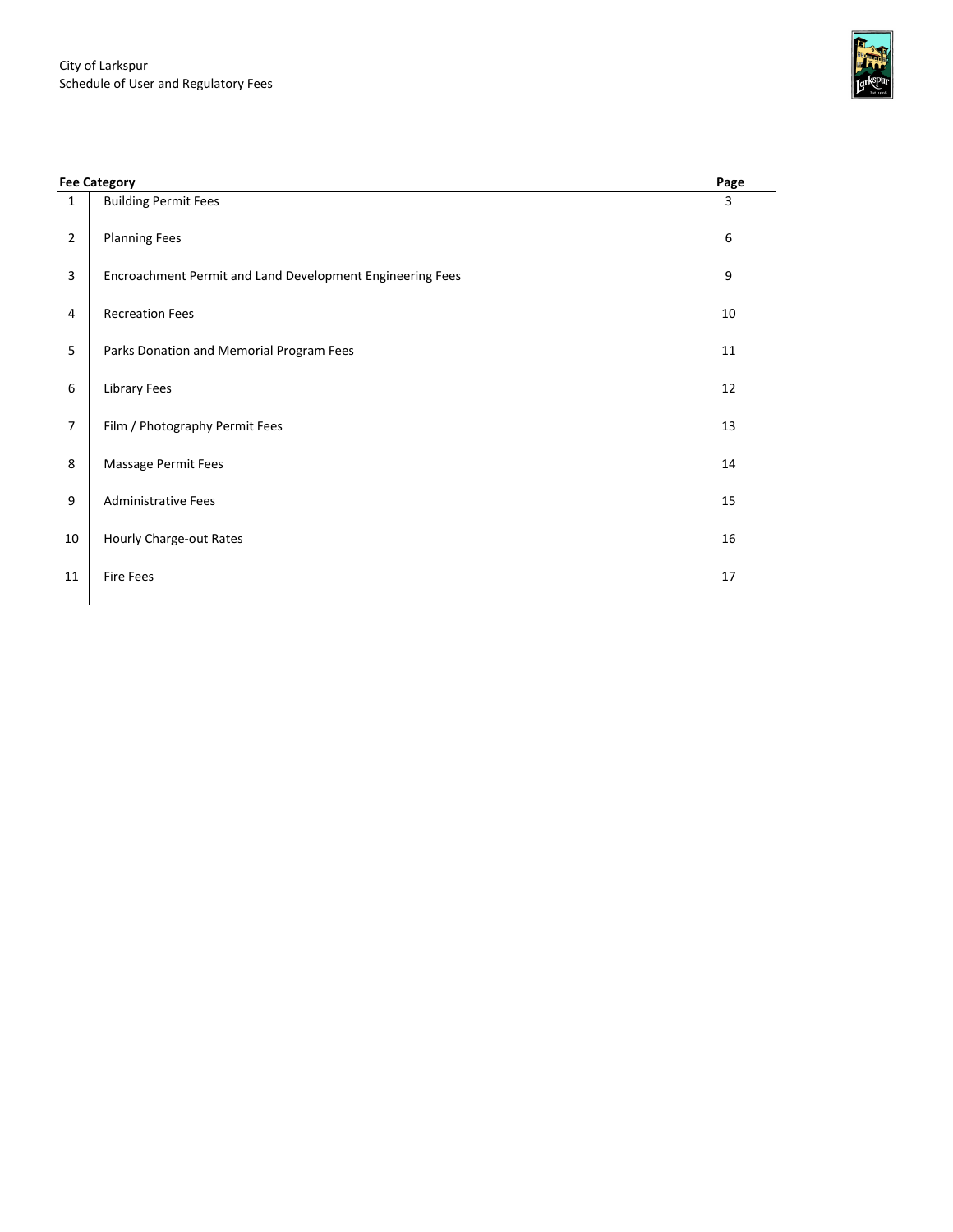City of Larkspur
Schedule of User and Regulatory Fees

| Fee Category | | Page |
|---|---|---|
| 1 | Building Permit Fees | 3 |
| 2 | Planning Fees | 6 |
| 3 | Encroachment Permit and Land Development Engineering Fees | 9 |
| 4 | Recreation Fees | 10 |
| 5 | Parks Donation and Memorial Program Fees | 11 |
| 6 | Library Fees | 12 |
| 7 | Film / Photography Permit Fees | 13 |
| 8 | Massage Permit Fees | 14 |
| 9 | Administrative Fees | 15 |
| 10 | Hourly Charge-out Rates | 16 |
| 11 | Fire Fees | 17 |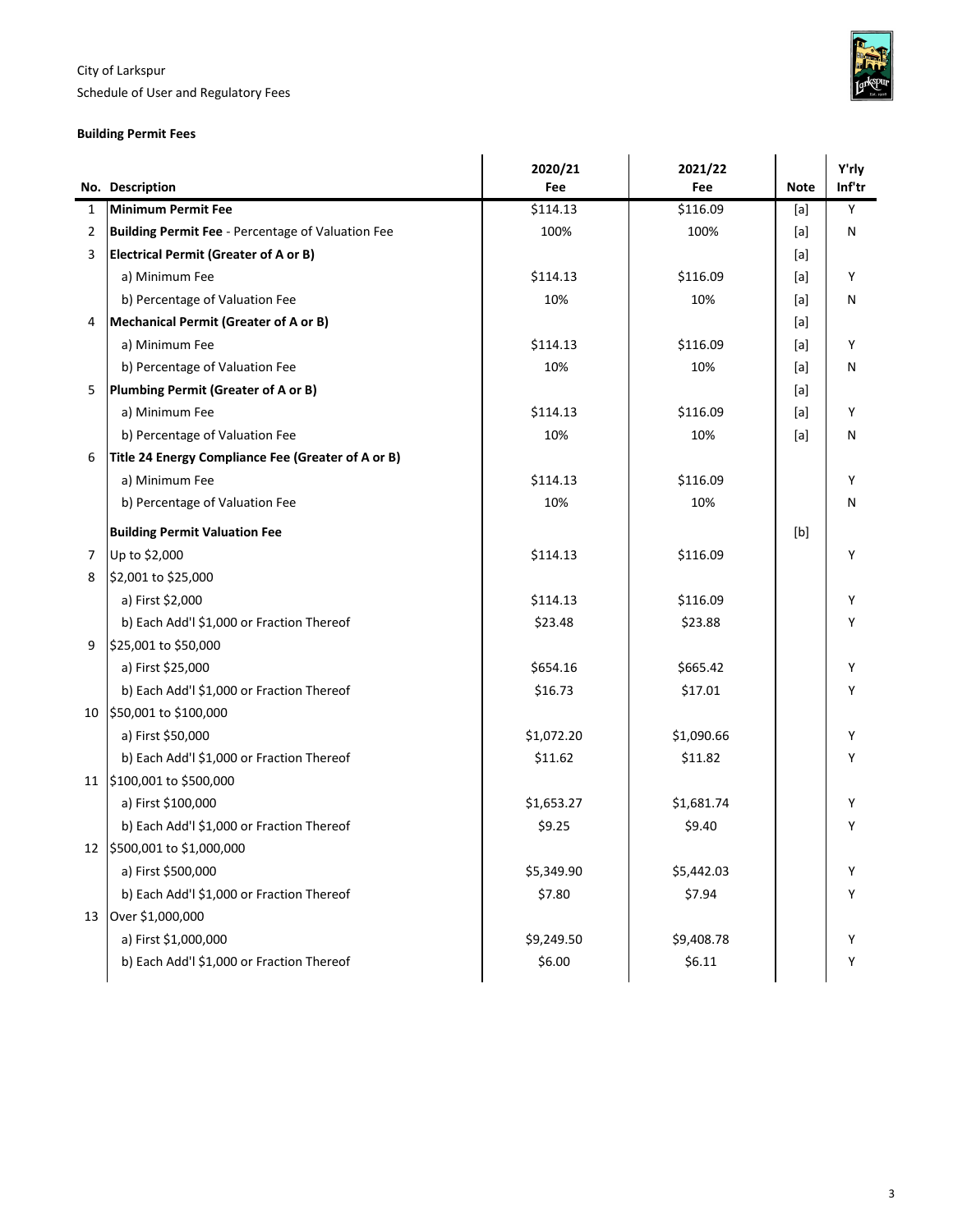City of Larkspur
Schedule of User and Regulatory Fees

**Building Permit Fees**

| No. | Description | 2020/21 Fee | 2021/22 Fee | Note | Y'rly Inf'tr |
|---|---|---|---|---|---|
| 1 | **Minimum Permit Fee** | $114.13 | $116.09 | [a] | Y |
| 2 | **Building Permit Fee** - Percentage of Valuation Fee | 100% | 100% | [a] | N |
| 3 | **Electrical Permit (Greater of A or B)** | | | [a] | |
| | a) Minimum Fee | $114.13 | $116.09 | [a] | Y |
| | b) Percentage of Valuation Fee | 10% | 10% | [a] | N |
| 4 | **Mechanical Permit (Greater of A or B)** | | | [a] | |
| | a) Minimum Fee | $114.13 | $116.09 | [a] | Y |
| | b) Percentage of Valuation Fee | 10% | 10% | [a] | N |
| 5 | **Plumbing Permit (Greater of A or B)** | | | [a] | |
| | a) Minimum Fee | $114.13 | $116.09 | [a] | Y |
| | b) Percentage of Valuation Fee | 10% | 10% | [a] | N |
| 6 | **Title 24 Energy Compliance Fee (Greater of A or B)** | | | | |
| | a) Minimum Fee | $114.13 | $116.09 | | Y |
| | b) Percentage of Valuation Fee | 10% | 10% | | N |
| | **Building Permit Valuation Fee** | | | [b] | |
| 7 | Up to $2,000 | $114.13 | $116.09 | | Y |
| 8 | $2,001 to $25,000 | | | | |
| | a) First $2,000 | $114.13 | $116.09 | | Y |
| | b) Each Add'l $1,000 or Fraction Thereof | $23.48 | $23.88 | | Y |
| 9 | $25,001 to $50,000 | | | | |
| | a) First $25,000 | $654.16 | $665.42 | | Y |
| | b) Each Add'l $1,000 or Fraction Thereof | $16.73 | $17.01 | | Y |
| 10 | $50,001 to $100,000 | | | | |
| | a) First $50,000 | $1,072.20 | $1,090.66 | | Y |
| | b) Each Add'l $1,000 or Fraction Thereof | $11.62 | $11.82 | | Y |
| 11 | $100,001 to $500,000 | | | | |
| | a) First $100,000 | $1,653.27 | $1,681.74 | | Y |
| | b) Each Add'l $1,000 or Fraction Thereof | $9.25 | $9.40 | | Y |
| 12 | $500,001 to $1,000,000 | | | | |
| | a) First $500,000 | $5,349.90 | $5,442.03 | | Y |
| | b) Each Add'l $1,000 or Fraction Thereof | $7.80 | $7.94 | | Y |
| 13 | Over $1,000,000 | | | | |
| | a) First $1,000,000 | $9,249.50 | $9,408.78 | | Y |
| | b) Each Add'l $1,000 or Fraction Thereof | $6.00 | $6.11 | | Y |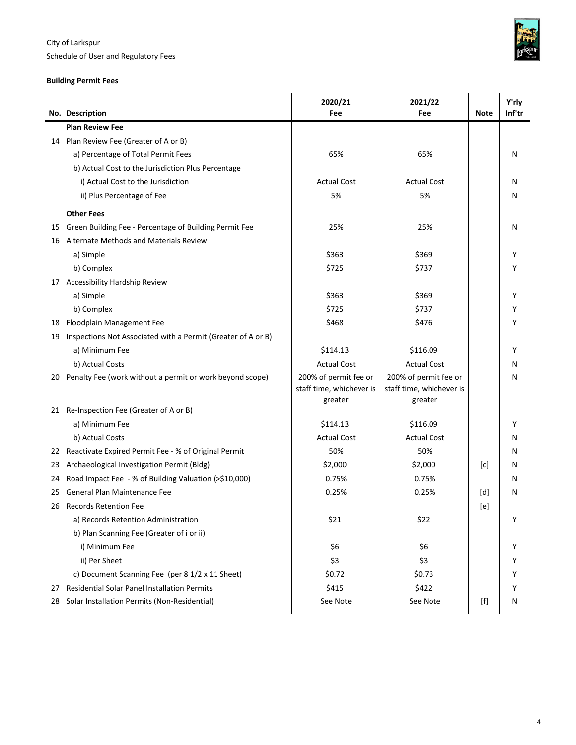City of Larkspur
Schedule of User and Regulatory Fees

**Building Permit Fees**

| No. | Description | 2020/21 Fee | 2021/22 Fee | Note | Y'rly Inf'tr |
|---|---|---|---|---|---|
| | **Plan Review Fee** | | | | |
| 14 | Plan Review Fee (Greater of A or B) | | | | |
| | a) Percentage of Total Permit Fees | 65% | 65% | | N |
| | b) Actual Cost to the Jurisdiction Plus Percentage | | | | |
| | i) Actual Cost to the Jurisdiction | Actual Cost | Actual Cost | | N |
| | ii) Plus Percentage of Fee | 5% | 5% | | N |
| | **Other Fees** | | | | |
| 15 | Green Building Fee - Percentage of Building Permit Fee | 25% | 25% | | N |
| 16 | Alternate Methods and Materials Review | | | | |
| | a) Simple | $363 | $369 | | Y |
| | b) Complex | $725 | $737 | | Y |
| 17 | Accessibility Hardship Review | | | | |
| | a) Simple | $363 | $369 | | Y |
| | b) Complex | $725 | $737 | | Y |
| 18 | Floodplain Management Fee | $468 | $476 | | Y |
| 19 | Inspections Not Associated with a Permit (Greater of A or B) | | | | |
| | a) Minimum Fee | $114.13 | $116.09 | | Y |
| | b) Actual Costs | Actual Cost | Actual Cost | | N |
| 20 | Penalty Fee (work without a permit or work beyond scope) | 200% of permit fee or staff time, whichever is greater | 200% of permit fee or staff time, whichever is greater | | N |
| 21 | Re-Inspection Fee (Greater of A or B) | | | | |
| | a) Minimum Fee | $114.13 | $116.09 | | Y |
| | b) Actual Costs | Actual Cost | Actual Cost | | N |
| 22 | Reactivate Expired Permit Fee - % of Original Permit | 50% | 50% | | N |
| 23 | Archaeological Investigation Permit (Bldg) | $2,000 | $2,000 | [c] | N |
| 24 | Road Impact Fee - % of Building Valuation (>$10,000) | 0.75% | 0.75% | | N |
| 25 | General Plan Maintenance Fee | 0.25% | 0.25% | [d] | N |
| 26 | Records Retention Fee | | | [e] | |
| | a) Records Retention Administration | $21 | $22 | | Y |
| | b) Plan Scanning Fee (Greater of i or ii) | | | | |
| | i) Minimum Fee | $6 | $6 | | Y |
| | ii) Per Sheet | $3 | $3 | | Y |
| | c) Document Scanning Fee (per 8 1/2 x 11 Sheet) | $0.72 | $0.73 | | Y |
| 27 | Residential Solar Panel Installation Permits | $415 | $422 | | Y |
| 28 | Solar Installation Permits (Non-Residential) | See Note | See Note | [f] | N |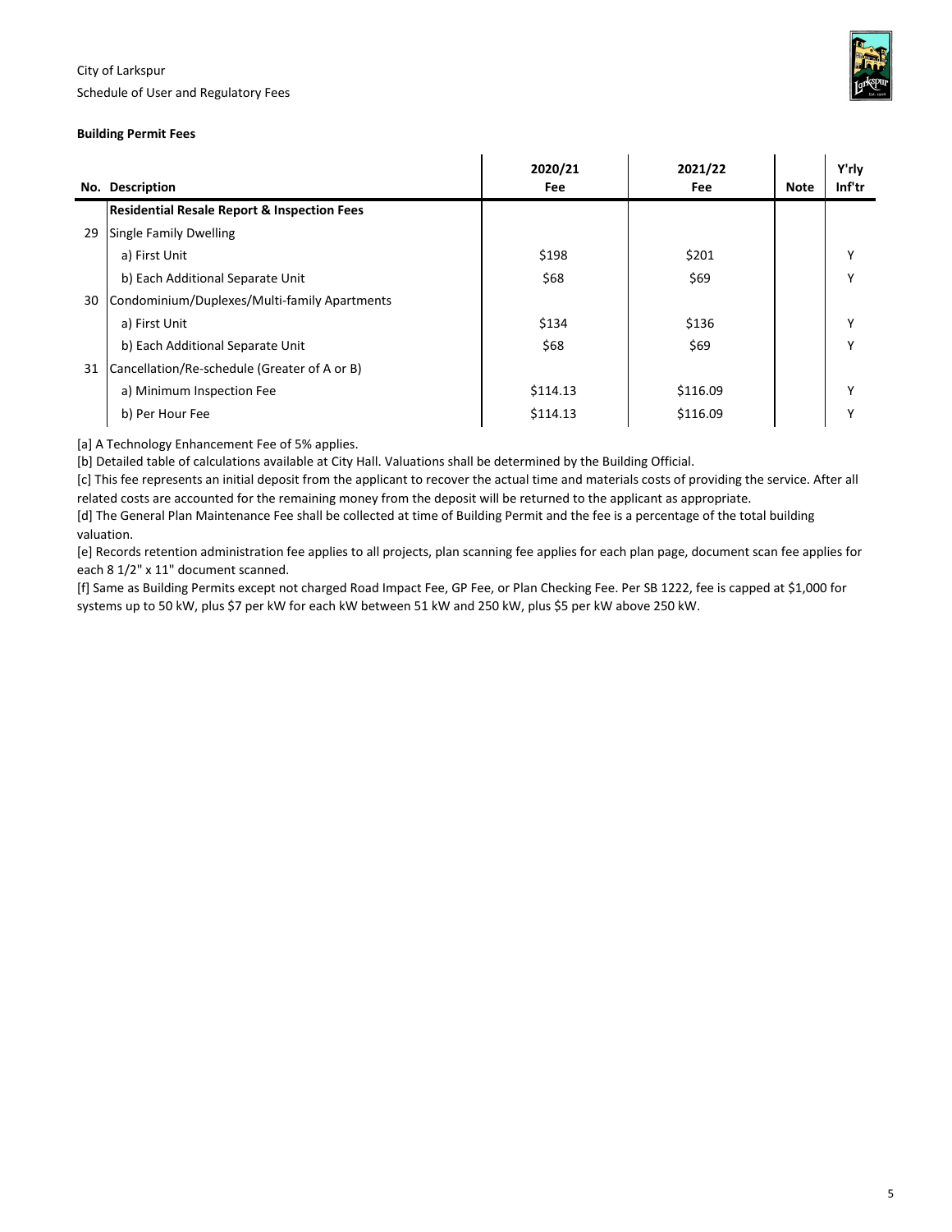City of Larkspur

Schedule of User and Regulatory Fees

**Building Permit Fees**

| No. | Description | 2020/21 Fee | 2021/22 Fee | Note | Y'rly Inf'tr |
|---|---|---|---|---|---|
| | **Residential Resale Report & Inspection Fees** | | | | |
| 29 | Single Family Dwelling | | | | |
| | a) First Unit | $198 | $201 | | Y |
| | b) Each Additional Separate Unit | $68 | $69 | | Y |
| 30 | Condominium/Duplexes/Multi-family Apartments | | | | |
| | a) First Unit | $134 | $136 | | Y |
| | b) Each Additional Separate Unit | $68 | $69 | | Y |
| 31 | Cancellation/Re-schedule (Greater of A or B) | | | | |
| | a) Minimum Inspection Fee | $114.13 | $116.09 | | Y |
| | b) Per Hour Fee | $114.13 | $116.09 | | Y |

[a] A Technology Enhancement Fee of 5% applies.

[b] Detailed table of calculations available at City Hall. Valuations shall be determined by the Building Official.

[c] This fee represents an initial deposit from the applicant to recover the actual time and materials costs of providing the service. After all related costs are accounted for the remaining money from the deposit will be returned to the applicant as appropriate.

[d] The General Plan Maintenance Fee shall be collected at time of Building Permit and the fee is a percentage of the total building valuation.

[e] Records retention administration fee applies to all projects, plan scanning fee applies for each plan page, document scan fee applies for each 8 1/2" x 11" document scanned.

[f] Same as Building Permits except not charged Road Impact Fee, GP Fee, or Plan Checking Fee. Per SB 1222, fee is capped at $1,000 for systems up to 50 kW, plus $7 per kW for each kW between 51 kW and 250 kW, plus $5 per kW above 250 kW.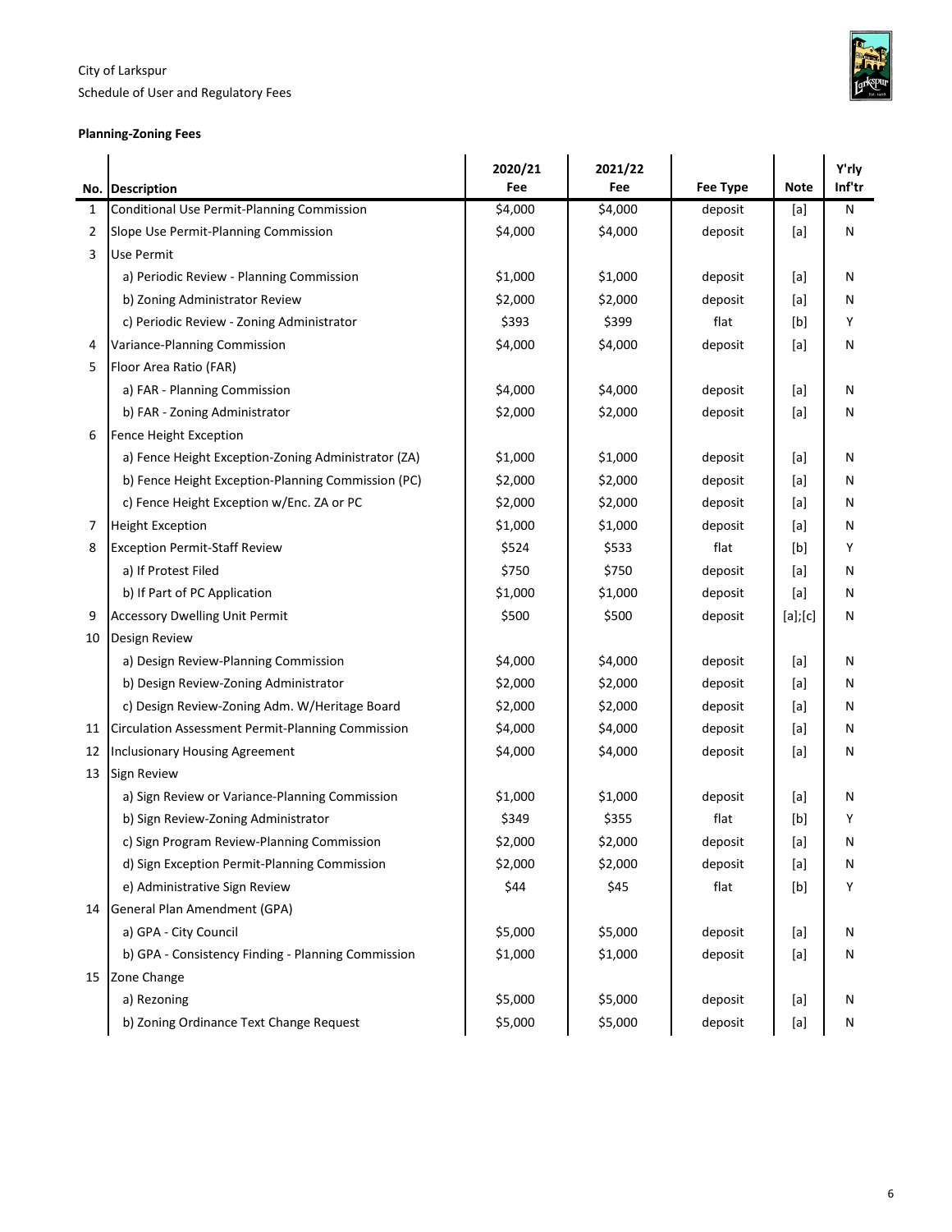City of Larkspur
Schedule of User and Regulatory Fees

**Planning-Zoning Fees**

| No. | Description | 2020/21 Fee | 2021/22 Fee | Fee Type | Note | Y'rly Inf'tr |
|---|---|---|---|---|---|---|
| 1 | Conditional Use Permit-Planning Commission | $4,000 | $4,000 | deposit | [a] | N |
| 2 | Slope Use Permit-Planning Commission | $4,000 | $4,000 | deposit | [a] | N |
| 3 | Use Permit | | | | | |
| | a) Periodic Review - Planning Commission | $1,000 | $1,000 | deposit | [a] | N |
| | b) Zoning Administrator Review | $2,000 | $2,000 | deposit | [a] | N |
| | c) Periodic Review - Zoning Administrator | $393 | $399 | flat | [b] | Y |
| 4 | Variance-Planning Commission | $4,000 | $4,000 | deposit | [a] | N |
| 5 | Floor Area Ratio (FAR) | | | | | |
| | a) FAR - Planning Commission | $4,000 | $4,000 | deposit | [a] | N |
| | b) FAR - Zoning Administrator | $2,000 | $2,000 | deposit | [a] | N |
| 6 | Fence Height Exception | | | | | |
| | a) Fence Height Exception-Zoning Administrator (ZA) | $1,000 | $1,000 | deposit | [a] | N |
| | b) Fence Height Exception-Planning Commission (PC) | $2,000 | $2,000 | deposit | [a] | N |
| | c) Fence Height Exception w/Enc. ZA or PC | $2,000 | $2,000 | deposit | [a] | N |
| 7 | Height Exception | $1,000 | $1,000 | deposit | [a] | N |
| 8 | Exception Permit-Staff Review | $524 | $533 | flat | [b] | Y |
| | a) If Protest Filed | $750 | $750 | deposit | [a] | N |
| | b) If Part of PC Application | $1,000 | $1,000 | deposit | [a] | N |
| 9 | Accessory Dwelling Unit Permit | $500 | $500 | deposit | [a];[c] | N |
| 10 | Design Review | | | | | |
| | a) Design Review-Planning Commission | $4,000 | $4,000 | deposit | [a] | N |
| | b) Design Review-Zoning Administrator | $2,000 | $2,000 | deposit | [a] | N |
| | c) Design Review-Zoning Adm. W/Heritage Board | $2,000 | $2,000 | deposit | [a] | N |
| 11 | Circulation Assessment Permit-Planning Commission | $4,000 | $4,000 | deposit | [a] | N |
| 12 | Inclusionary Housing Agreement | $4,000 | $4,000 | deposit | [a] | N |
| 13 | Sign Review | | | | | |
| | a) Sign Review or Variance-Planning Commission | $1,000 | $1,000 | deposit | [a] | N |
| | b) Sign Review-Zoning Administrator | $349 | $355 | flat | [b] | Y |
| | c) Sign Program Review-Planning Commission | $2,000 | $2,000 | deposit | [a] | N |
| | d) Sign Exception Permit-Planning Commission | $2,000 | $2,000 | deposit | [a] | N |
| | e) Administrative Sign Review | $44 | $45 | flat | [b] | Y |
| 14 | General Plan Amendment (GPA) | | | | | |
| | a) GPA - City Council | $5,000 | $5,000 | deposit | [a] | N |
| | b) GPA - Consistency Finding - Planning Commission | $1,000 | $1,000 | deposit | [a] | N |
| 15 | Zone Change | | | | | |
| | a) Rezoning | $5,000 | $5,000 | deposit | [a] | N |
| | b) Zoning Ordinance Text Change Request | $5,000 | $5,000 | deposit | [a] | N |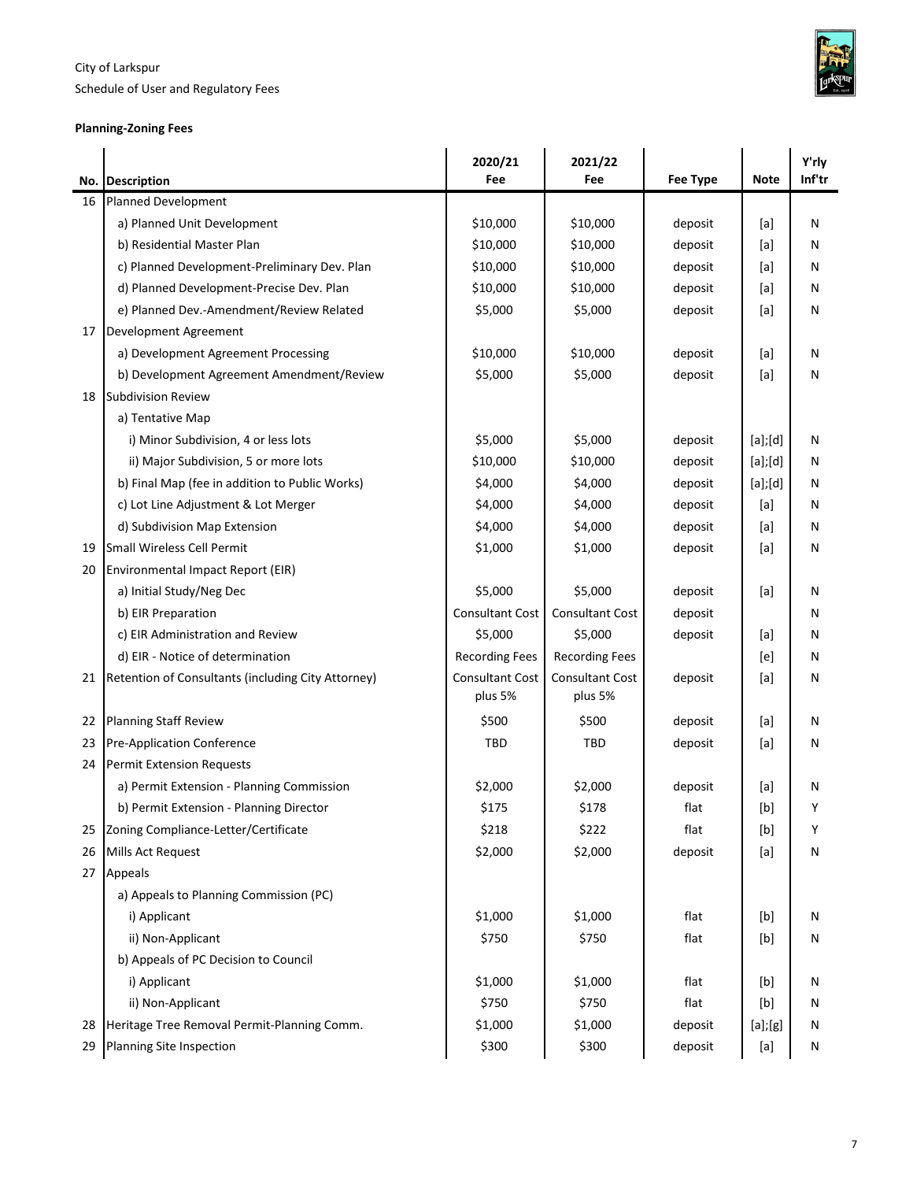City of Larkspur

Schedule of User and Regulatory Fees

**Planning-Zoning Fees**

| No. | Description | 2020/21 Fee | 2021/22 Fee | Fee Type | Note | Y'rly Inf'tr |
|---|---|---|---|---|---|---|
| 16 | Planned Development | | | | | |
| | a) Planned Unit Development | $10,000 | $10,000 | deposit | [a] | N |
| | b) Residential Master Plan | $10,000 | $10,000 | deposit | [a] | N |
| | c) Planned Development-Preliminary Dev. Plan | $10,000 | $10,000 | deposit | [a] | N |
| | d) Planned Development-Precise Dev. Plan | $10,000 | $10,000 | deposit | [a] | N |
| | e) Planned Dev.-Amendment/Review Related | $5,000 | $5,000 | deposit | [a] | N |
| 17 | Development Agreement | | | | | |
| | a) Development Agreement Processing | $10,000 | $10,000 | deposit | [a] | N |
| | b) Development Agreement Amendment/Review | $5,000 | $5,000 | deposit | [a] | N |
| 18 | Subdivision Review | | | | | |
| | a) Tentative Map | | | | | |
| | i) Minor Subdivision, 4 or less lots | $5,000 | $5,000 | deposit | [a];[d] | N |
| | ii) Major Subdivision, 5 or more lots | $10,000 | $10,000 | deposit | [a];[d] | N |
| | b) Final Map (fee in addition to Public Works) | $4,000 | $4,000 | deposit | [a];[d] | N |
| | c) Lot Line Adjustment & Lot Merger | $4,000 | $4,000 | deposit | [a] | N |
| | d) Subdivision Map Extension | $4,000 | $4,000 | deposit | [a] | N |
| 19 | Small Wireless Cell Permit | $1,000 | $1,000 | deposit | [a] | N |
| 20 | Environmental Impact Report (EIR) | | | | | |
| | a) Initial Study/Neg Dec | $5,000 | $5,000 | deposit | [a] | N |
| | b) EIR Preparation | Consultant Cost | Consultant Cost | deposit | | N |
| | c) EIR Administration and Review | $5,000 | $5,000 | deposit | [a] | N |
| | d) EIR - Notice of determination | Recording Fees | Recording Fees | | [e] | N |
| 21 | Retention of Consultants (including City Attorney) | Consultant Cost plus 5% | Consultant Cost plus 5% | deposit | [a] | N |
| 22 | Planning Staff Review | $500 | $500 | deposit | [a] | N |
| 23 | Pre-Application Conference | TBD | TBD | deposit | [a] | N |
| 24 | Permit Extension Requests | | | | | |
| | a) Permit Extension - Planning Commission | $2,000 | $2,000 | deposit | [a] | N |
| | b) Permit Extension - Planning Director | $175 | $178 | flat | [b] | Y |
| 25 | Zoning Compliance-Letter/Certificate | $218 | $222 | flat | [b] | Y |
| 26 | Mills Act Request | $2,000 | $2,000 | deposit | [a] | N |
| 27 | Appeals | | | | | |
| | a) Appeals to Planning Commission (PC) | | | | | |
| | i) Applicant | $1,000 | $1,000 | flat | [b] | N |
| | ii) Non-Applicant | $750 | $750 | flat | [b] | N |
| | b) Appeals of PC Decision to Council | | | | | |
| | i) Applicant | $1,000 | $1,000 | flat | [b] | N |
| | ii) Non-Applicant | $750 | $750 | flat | [b] | N |
| 28 | Heritage Tree Removal Permit-Planning Comm. | $1,000 | $1,000 | deposit | [a];[g] | N |
| 29 | Planning Site Inspection | $300 | $300 | deposit | [a] | N |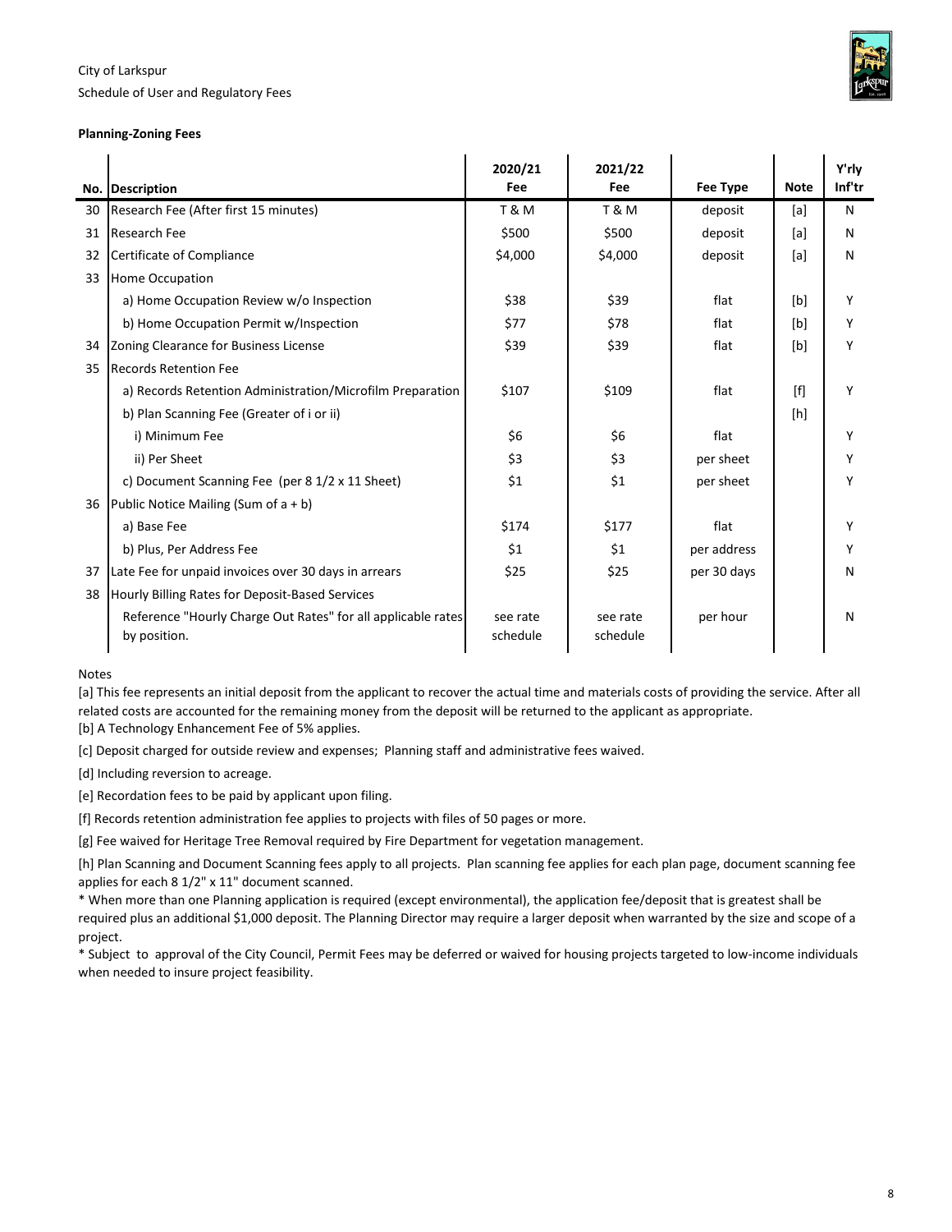City of Larkspur

Schedule of User and Regulatory Fees

**Planning-Zoning Fees**

| No. | Description | 2020/21 Fee | 2021/22 Fee | Fee Type | Note | Y'rly Inf'tr |
|---|---|---|---|---|---|---|
| 30 | Research Fee (After first 15 minutes) | T & M | T & M | deposit | [a] | N |
| 31 | Research Fee | $500 | $500 | deposit | [a] | N |
| 32 | Certificate of Compliance | $4,000 | $4,000 | deposit | [a] | N |
| 33 | Home Occupation | | | | | |
| | a) Home Occupation Review w/o Inspection | $38 | $39 | flat | [b] | Y |
| | b) Home Occupation Permit w/Inspection | $77 | $78 | flat | [b] | Y |
| 34 | Zoning Clearance for Business License | $39 | $39 | flat | [b] | Y |
| 35 | Records Retention Fee | | | | | |
| | a) Records Retention Administration/Microfilm Preparation | $107 | $109 | flat | [f] | Y |
| | b) Plan Scanning Fee (Greater of i or ii) | | | | [h] | |
| | i) Minimum Fee | $6 | $6 | flat | | Y |
| | ii) Per Sheet | $3 | $3 | per sheet | | Y |
| | c) Document Scanning Fee (per 8 1/2 x 11 Sheet) | $1 | $1 | per sheet | | Y |
| 36 | Public Notice Mailing (Sum of a + b) | | | | | |
| | a) Base Fee | $174 | $177 | flat | | Y |
| | b) Plus, Per Address Fee | $1 | $1 | per address | | Y |
| 37 | Late Fee for unpaid invoices over 30 days in arrears | $25 | $25 | per 30 days | | N |
| 38 | Hourly Billing Rates for Deposit-Based Services | | | | | |
| | Reference "Hourly Charge Out Rates" for all applicable rates by position. | see rate schedule | see rate schedule | per hour | | N |

Notes

[a] This fee represents an initial deposit from the applicant to recover the actual time and materials costs of providing the service. After all related costs are accounted for the remaining money from the deposit will be returned to the applicant as appropriate.

[b] A Technology Enhancement Fee of 5% applies.

[c] Deposit charged for outside review and expenses; Planning staff and administrative fees waived.

[d] Including reversion to acreage.

[e] Recordation fees to be paid by applicant upon filing.

[f] Records retention administration fee applies to projects with files of 50 pages or more.

[g] Fee waived for Heritage Tree Removal required by Fire Department for vegetation management.

[h] Plan Scanning and Document Scanning fees apply to all projects. Plan scanning fee applies for each plan page, document scanning fee applies for each 8 1/2" x 11" document scanned.

* When more than one Planning application is required (except environmental), the application fee/deposit that is greatest shall be required plus an additional $1,000 deposit. The Planning Director may require a larger deposit when warranted by the size and scope of a project.

* Subject to approval of the City Council, Permit Fees may be deferred or waived for housing projects targeted to low-income individuals when needed to insure project feasibility.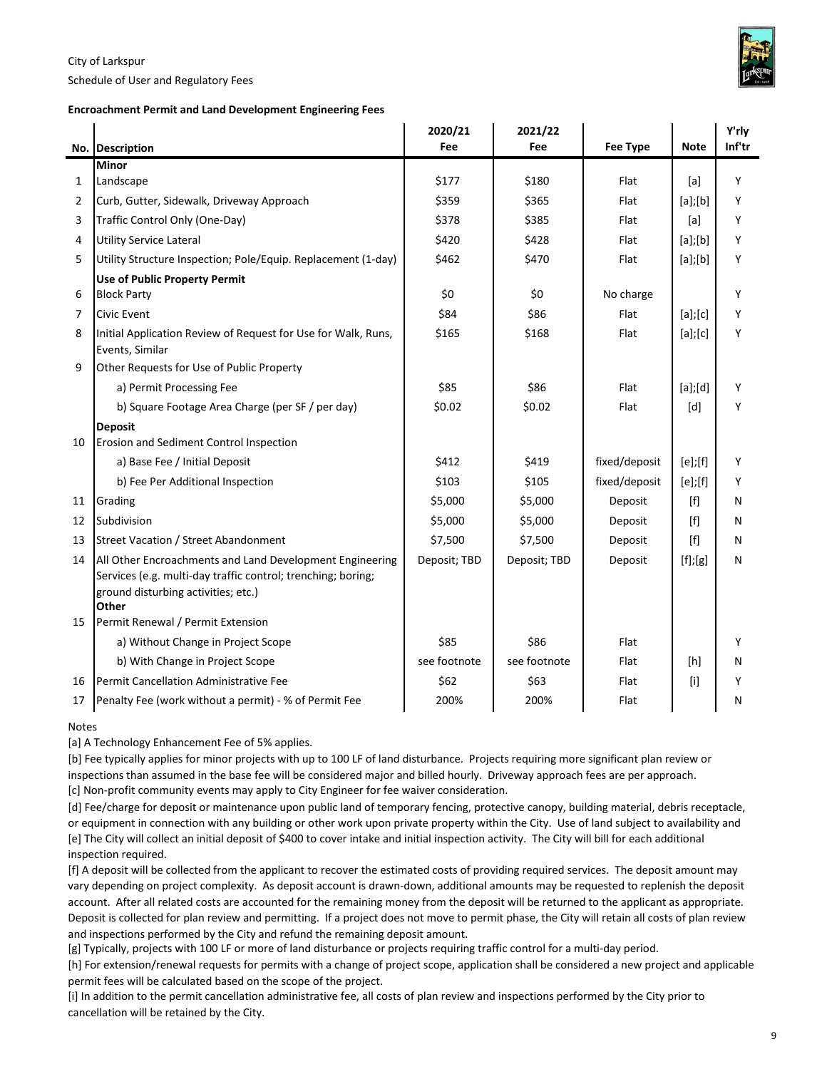City of Larkspur

Schedule of User and Regulatory Fees

**Encroachment Permit and Land Development Engineering Fees**

| No. | Description | 2020/21 Fee | 2021/22 Fee | Fee Type | Note | Y'rly Inf'tr |
|---|---|---|---|---|---|---|
| | **Minor** | | | | | |
| 1 | Landscape | $177 | $180 | Flat | [a] | Y |
| 2 | Curb, Gutter, Sidewalk, Driveway Approach | $359 | $365 | Flat | [a];[b] | Y |
| 3 | Traffic Control Only (One-Day) | $378 | $385 | Flat | [a] | Y |
| 4 | Utility Service Lateral | $420 | $428 | Flat | [a];[b] | Y |
| 5 | Utility Structure Inspection; Pole/Equip. Replacement (1-day) | $462 | $470 | Flat | [a];[b] | Y |
| | **Use of Public Property Permit** | | | | | |
| 6 | Block Party | $0 | $0 | No charge | | Y |
| 7 | Civic Event | $84 | $86 | Flat | [a];[c] | Y |
| 8 | Initial Application Review of Request for Use for Walk, Runs, Events, Similar | $165 | $168 | Flat | [a];[c] | Y |
| 9 | Other Requests for Use of Public Property | | | | | |
| | a) Permit Processing Fee | $85 | $86 | Flat | [a];[d] | Y |
| | b) Square Footage Area Charge (per SF / per day) | $0.02 | $0.02 | Flat | [d] | Y |
| | **Deposit** | | | | | |
| 10 | Erosion and Sediment Control Inspection | | | | | |
| | a) Base Fee / Initial Deposit | $412 | $419 | fixed/deposit | [e];[f] | Y |
| | b) Fee Per Additional Inspection | $103 | $105 | fixed/deposit | [e];[f] | Y |
| 11 | Grading | $5,000 | $5,000 | Deposit | [f] | N |
| 12 | Subdivision | $5,000 | $5,000 | Deposit | [f] | N |
| 13 | Street Vacation / Street Abandonment | $7,500 | $7,500 | Deposit | [f] | N |
| 14 | All Other Encroachments and Land Development Engineering Services (e.g. multi-day traffic control; trenching; boring; ground disturbing activities; etc.) | Deposit; TBD | Deposit; TBD | Deposit | [f];[g] | N |
| | **Other** | | | | | |
| 15 | Permit Renewal / Permit Extension | | | | | |
| | a) Without Change in Project Scope | $85 | $86 | Flat | | Y |
| | b) With Change in Project Scope | see footnote | see footnote | Flat | [h] | N |
| 16 | Permit Cancellation Administrative Fee | $62 | $63 | Flat | [i] | Y |
| 17 | Penalty Fee (work without a permit) - % of Permit Fee | 200% | 200% | Flat | | N |

Notes

[a] A Technology Enhancement Fee of 5% applies.

[b] Fee typically applies for minor projects with up to 100 LF of land disturbance. Projects requiring more significant plan review or inspections than assumed in the base fee will be considered major and billed hourly. Driveway approach fees are per approach.

[c] Non-profit community events may apply to City Engineer for fee waiver consideration.

[d] Fee/charge for deposit or maintenance upon public land of temporary fencing, protective canopy, building material, debris receptacle, or equipment in connection with any building or other work upon private property within the City. Use of land subject to availability and

[e] The City will collect an initial deposit of $400 to cover intake and initial inspection activity. The City will bill for each additional inspection required.

[f] A deposit will be collected from the applicant to recover the estimated costs of providing required services. The deposit amount may vary depending on project complexity. As deposit account is drawn-down, additional amounts may be requested to replenish the deposit account. After all related costs are accounted for the remaining money from the deposit will be returned to the applicant as appropriate. Deposit is collected for plan review and permitting. If a project does not move to permit phase, the City will retain all costs of plan review and inspections performed by the City and refund the remaining deposit amount.

[g] Typically, projects with 100 LF or more of land disturbance or projects requiring traffic control for a multi-day period.

[h] For extension/renewal requests for permits with a change of project scope, application shall be considered a new project and applicable permit fees will be calculated based on the scope of the project.

[i] In addition to the permit cancellation administrative fee, all costs of plan review and inspections performed by the City prior to cancellation will be retained by the City.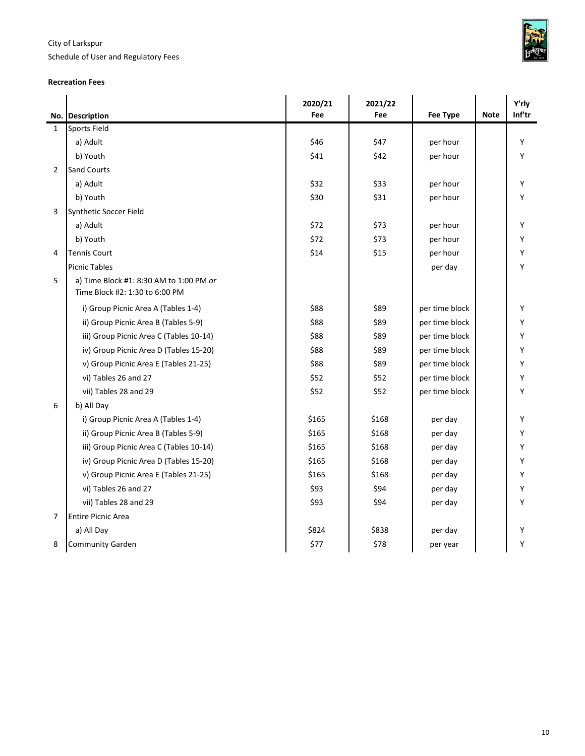City of Larkspur

Schedule of User and Regulatory Fees

**Recreation Fees**

| No. | Description | 2020/21 Fee | 2021/22 Fee | Fee Type | Note | Y'rly Inf'tr |
|---|---|---|---|---|---|---|
| 1 | Sports Field | | | | | |
| | a) Adult | $46 | $47 | per hour | | Y |
| | b) Youth | $41 | $42 | per hour | | Y |
| 2 | Sand Courts | | | | | |
| | a) Adult | $32 | $33 | per hour | | Y |
| | b) Youth | $30 | $31 | per hour | | Y |
| 3 | Synthetic Soccer Field | | | | | |
| | a) Adult | $72 | $73 | per hour | | Y |
| | b) Youth | $72 | $73 | per hour | | Y |
| 4 | Tennis Court | $14 | $15 | per hour | | Y |
| | Picnic Tables | | | per day | | Y |
| 5 | a) Time Block #1: 8:30 AM to 1:00 PM *or* Time Block #2: 1:30 to 6:00 PM | | | | | |
| | i) Group Picnic Area A (Tables 1-4) | $88 | $89 | per time block | | Y |
| | ii) Group Picnic Area B (Tables 5-9) | $88 | $89 | per time block | | Y |
| | iii) Group Picnic Area C (Tables 10-14) | $88 | $89 | per time block | | Y |
| | iv) Group Picnic Area D (Tables 15-20) | $88 | $89 | per time block | | Y |
| | v) Group Picnic Area E (Tables 21-25) | $88 | $89 | per time block | | Y |
| | vi) Tables 26 and 27 | $52 | $52 | per time block | | Y |
| | vii) Tables 28 and 29 | $52 | $52 | per time block | | Y |
| 6 | b) All Day | | | | | |
| | i) Group Picnic Area A (Tables 1-4) | $165 | $168 | per day | | Y |
| | ii) Group Picnic Area B (Tables 5-9) | $165 | $168 | per day | | Y |
| | iii) Group Picnic Area C (Tables 10-14) | $165 | $168 | per day | | Y |
| | iv) Group Picnic Area D (Tables 15-20) | $165 | $168 | per day | | Y |
| | v) Group Picnic Area E (Tables 21-25) | $165 | $168 | per day | | Y |
| | vi) Tables 26 and 27 | $93 | $94 | per day | | Y |
| | vii) Tables 28 and 29 | $93 | $94 | per day | | Y |
| 7 | Entire Picnic Area | | | | | |
| | a) All Day | $824 | $838 | per day | | Y |
| 8 | Community Garden | $77 | $78 | per year | | Y |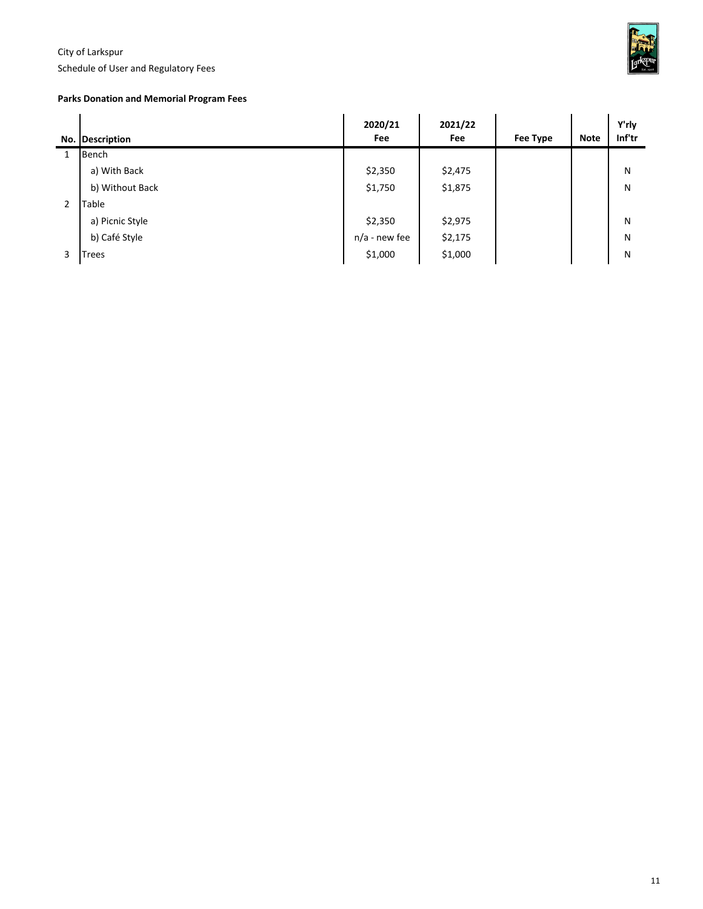City of Larkspur
Schedule of User and Regulatory Fees

**Parks Donation and Memorial Program Fees**

| No. | Description | 2020/21 Fee | 2021/22 Fee | Fee Type | Note | Y'rly Inf'tr |
|---|---|---|---|---|---|---|
| 1 | Bench | | | | | |
| | a) With Back | $2,350 | $2,475 | | | N |
| | b) Without Back | $1,750 | $1,875 | | | N |
| 2 | Table | | | | | |
| | a) Picnic Style | $2,350 | $2,975 | | | N |
| | b) Café Style | n/a - new fee | $2,175 | | | N |
| 3 | Trees | $1,000 | $1,000 | | | N |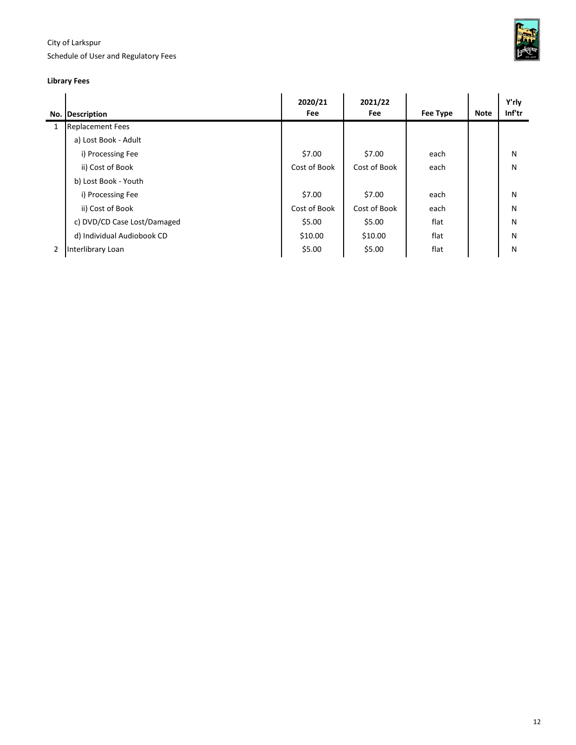City of Larkspur

Schedule of User and Regulatory Fees

**Library Fees**

| No. | Description | 2020/21 Fee | 2021/22 Fee | Fee Type | Note | Y'rly Inf'tr |
|---|---|---|---|---|---|---|
| 1 | Replacement Fees | | | | | |
| | a) Lost Book - Adult | | | | | |
| | i) Processing Fee | $7.00 | $7.00 | each | | N |
| | ii) Cost of Book | Cost of Book | Cost of Book | each | | N |
| | b) Lost Book - Youth | | | | | |
| | i) Processing Fee | $7.00 | $7.00 | each | | N |
| | ii) Cost of Book | Cost of Book | Cost of Book | each | | N |
| | c) DVD/CD Case Lost/Damaged | $5.00 | $5.00 | flat | | N |
| | d) Individual Audiobook CD | $10.00 | $10.00 | flat | | N |
| 2 | Interlibrary Loan | $5.00 | $5.00 | flat | | N |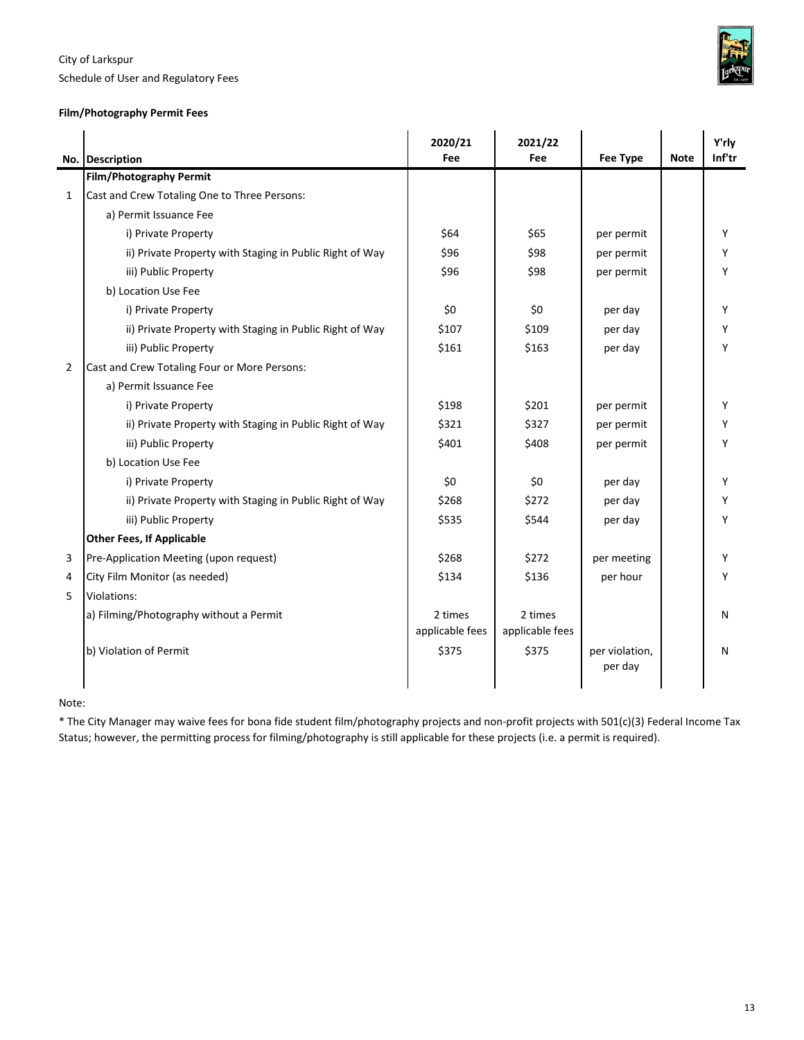City of Larkspur
Schedule of User and Regulatory Fees

**Film/Photography Permit Fees**

| No. | Description | 2020/21 Fee | 2021/22 Fee | Fee Type | Note | Y'rly Inf'tr |
|---|---|---|---|---|---|---|
| | **Film/Photography Permit** | | | | | |
| 1 | Cast and Crew Totaling One to Three Persons: | | | | | |
| | a) Permit Issuance Fee | | | | | |
| | i) Private Property | $64 | $65 | per permit | | Y |
| | ii) Private Property with Staging in Public Right of Way | $96 | $98 | per permit | | Y |
| | iii) Public Property | $96 | $98 | per permit | | Y |
| | b) Location Use Fee | | | | | |
| | i) Private Property | $0 | $0 | per day | | Y |
| | ii) Private Property with Staging in Public Right of Way | $107 | $109 | per day | | Y |
| | iii) Public Property | $161 | $163 | per day | | Y |
| 2 | Cast and Crew Totaling Four or More Persons: | | | | | |
| | a) Permit Issuance Fee | | | | | |
| | i) Private Property | $198 | $201 | per permit | | Y |
| | ii) Private Property with Staging in Public Right of Way | $321 | $327 | per permit | | Y |
| | iii) Public Property | $401 | $408 | per permit | | Y |
| | b) Location Use Fee | | | | | |
| | i) Private Property | $0 | $0 | per day | | Y |
| | ii) Private Property with Staging in Public Right of Way | $268 | $272 | per day | | Y |
| | iii) Public Property | $535 | $544 | per day | | Y |
| | **Other Fees, If Applicable** | | | | | |
| 3 | Pre-Application Meeting (upon request) | $268 | $272 | per meeting | | Y |
| 4 | City Film Monitor (as needed) | $134 | $136 | per hour | | Y |
| 5 | Violations: | | | | | |
| | a) Filming/Photography without a Permit | 2 times applicable fees | 2 times applicable fees | | | N |
| | b) Violation of Permit | $375 | $375 | per violation, per day | | N |

Note:

* The City Manager may waive fees for bona fide student film/photography projects and non-profit projects with 501(c)(3) Federal Income Tax Status; however, the permitting process for filming/photography is still applicable for these projects (i.e. a permit is required).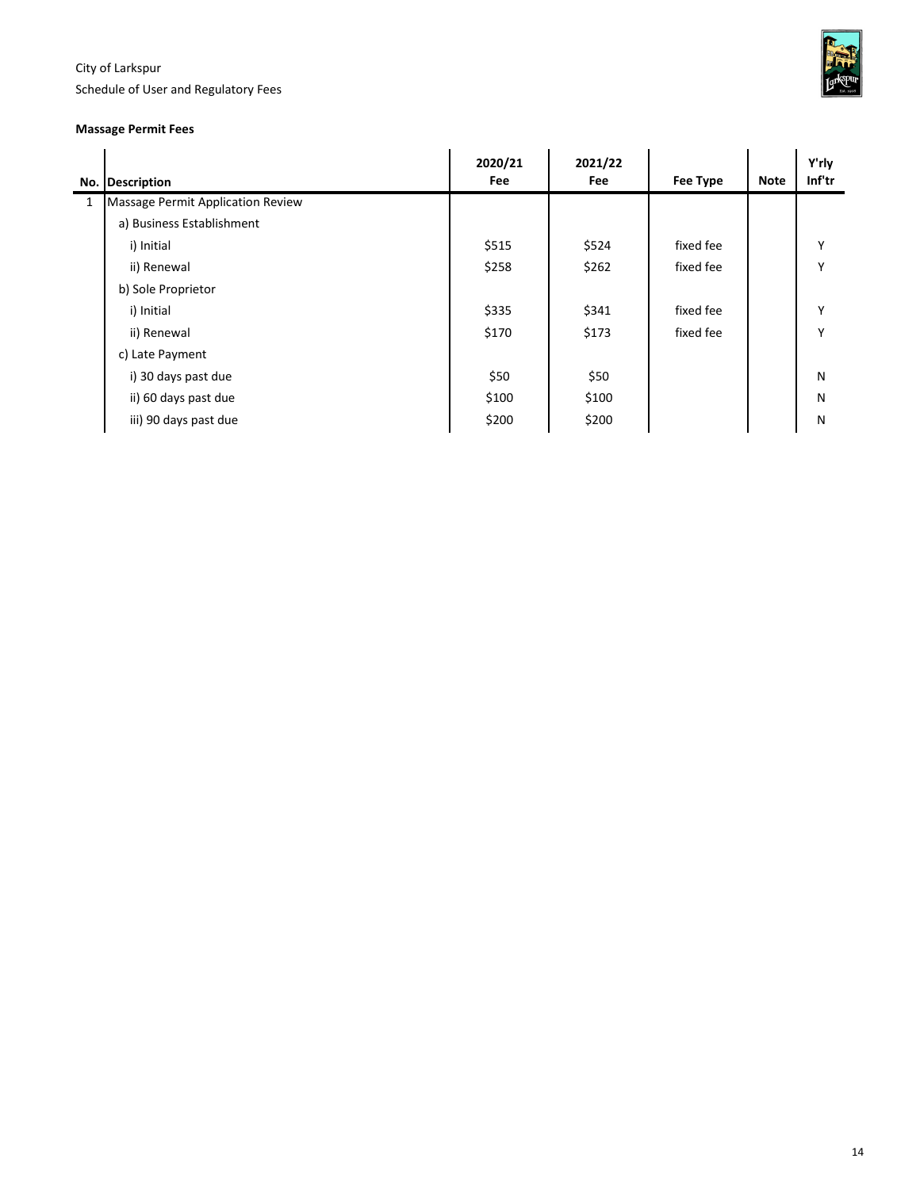City of Larkspur
Schedule of User and Regulatory Fees

**Massage Permit Fees**

| No. | Description | 2020/21 Fee | 2021/22 Fee | Fee Type | Note | Y'rly Inf'tr |
|---|---|---|---|---|---|---|
| 1 | Massage Permit Application Review | | | | | |
| | a) Business Establishment | | | | | |
| | i) Initial | $515 | $524 | fixed fee | | Y |
| | ii) Renewal | $258 | $262 | fixed fee | | Y |
| | b) Sole Proprietor | | | | | |
| | i) Initial | $335 | $341 | fixed fee | | Y |
| | ii) Renewal | $170 | $173 | fixed fee | | Y |
| | c) Late Payment | | | | | |
| | i) 30 days past due | $50 | $50 | | | N |
| | ii) 60 days past due | $100 | $100 | | | N |
| | iii) 90 days past due | $200 | $200 | | | N |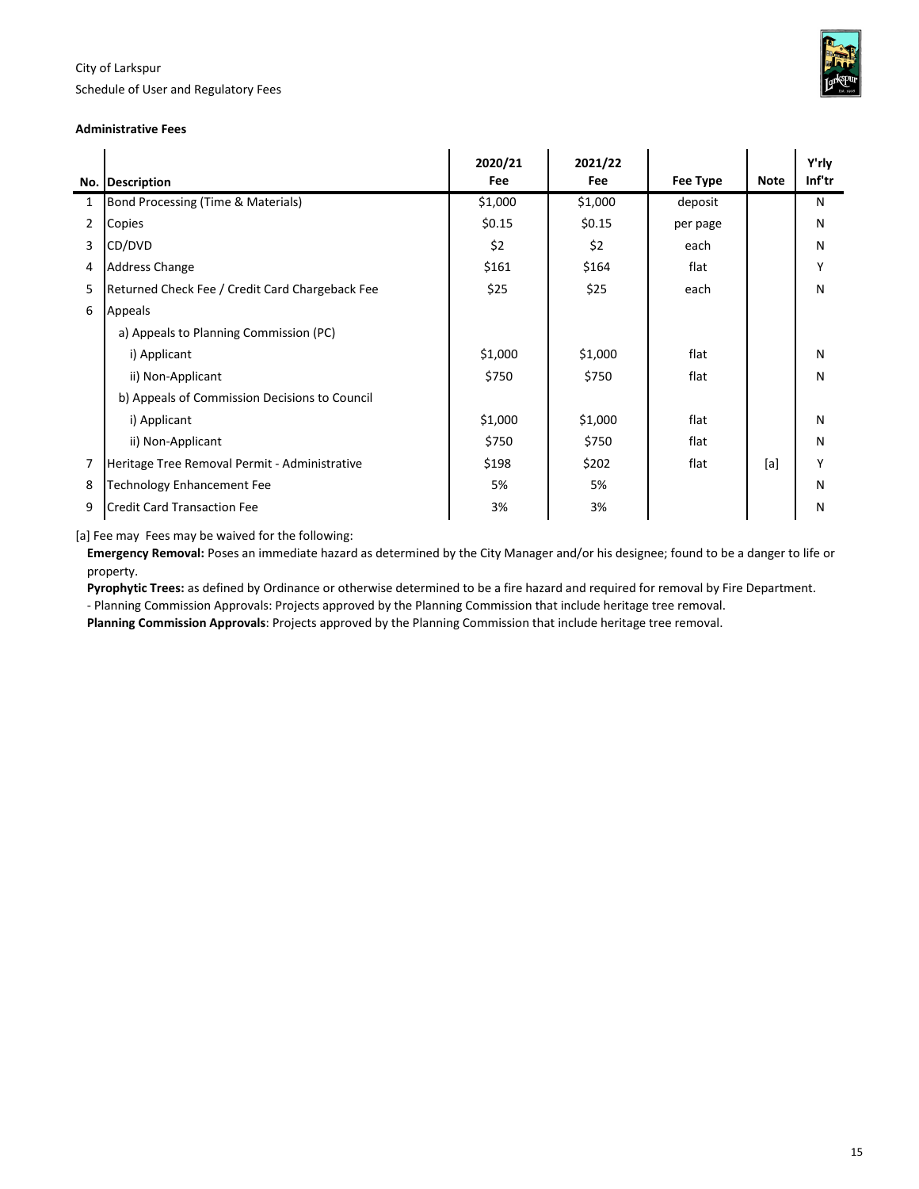City of Larkspur
Schedule of User and Regulatory Fees

**Administrative Fees**

| No. | Description | 2020/21 Fee | 2021/22 Fee | Fee Type | Note | Y'rly Inf'tr |
|---|---|---|---|---|---|---|
| 1 | Bond Processing (Time & Materials) | $1,000 | $1,000 | deposit | | N |
| 2 | Copies | $0.15 | $0.15 | per page | | N |
| 3 | CD/DVD | $2 | $2 | each | | N |
| 4 | Address Change | $161 | $164 | flat | | Y |
| 5 | Returned Check Fee / Credit Card Chargeback Fee | $25 | $25 | each | | N |
| 6 | Appeals | | | | | |
| | a) Appeals to Planning Commission (PC) | | | | | |
| | i) Applicant | $1,000 | $1,000 | flat | | N |
| | ii) Non-Applicant | $750 | $750 | flat | | N |
| | b) Appeals of Commission Decisions to Council | | | | | |
| | i) Applicant | $1,000 | $1,000 | flat | | N |
| | ii) Non-Applicant | $750 | $750 | flat | | N |
| 7 | Heritage Tree Removal Permit - Administrative | $198 | $202 | flat | [a] | Y |
| 8 | Technology Enhancement Fee | 5% | 5% | | | N |
| 9 | Credit Card Transaction Fee | 3% | 3% | | | N |

[a] Fee may Fees may be waived for the following:

**Emergency Removal:** Poses an immediate hazard as determined by the City Manager and/or his designee; found to be a danger to life or property.

**Pyrophytic Trees:** as defined by Ordinance or otherwise determined to be a fire hazard and required for removal by Fire Department.

- Planning Commission Approvals: Projects approved by the Planning Commission that include heritage tree removal.

**Planning Commission Approvals**: Projects approved by the Planning Commission that include heritage tree removal.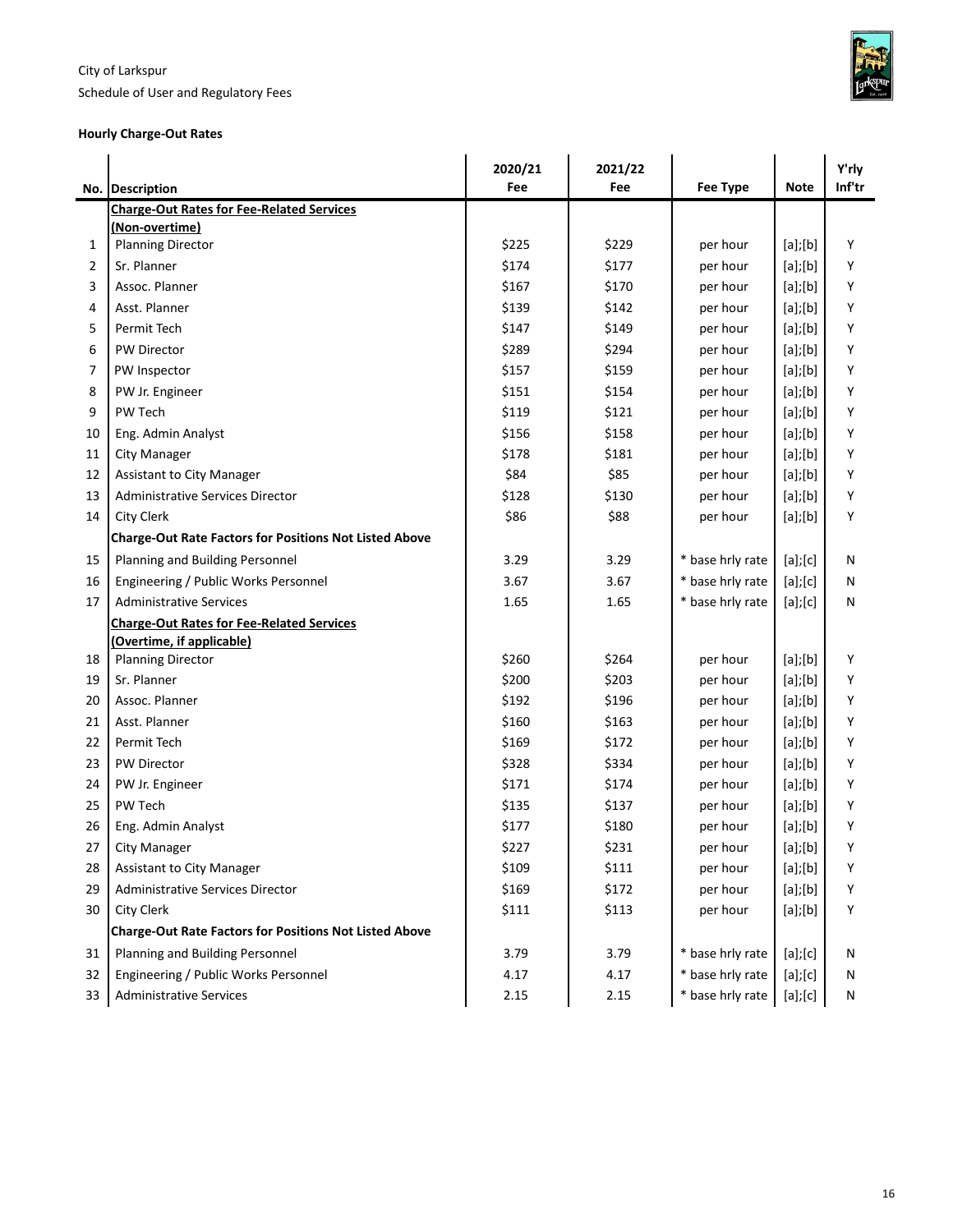City of Larkspur

Schedule of User and Regulatory Fees

**Hourly Charge-Out Rates**

| No. | Description | 2020/21 Fee | 2021/22 Fee | Fee Type | Note | Y'rly Inf'tr |
|---|---|---|---|---|---|---|
| | **Charge-Out Rates for Fee-Related Services (Non-overtime)** | | | | | |
| 1 | Planning Director | $225 | $229 | per hour | [a];[b] | Y |
| 2 | Sr. Planner | $174 | $177 | per hour | [a];[b] | Y |
| 3 | Assoc. Planner | $167 | $170 | per hour | [a];[b] | Y |
| 4 | Asst. Planner | $139 | $142 | per hour | [a];[b] | Y |
| 5 | Permit Tech | $147 | $149 | per hour | [a];[b] | Y |
| 6 | PW Director | $289 | $294 | per hour | [a];[b] | Y |
| 7 | PW Inspector | $157 | $159 | per hour | [a];[b] | Y |
| 8 | PW Jr. Engineer | $151 | $154 | per hour | [a];[b] | Y |
| 9 | PW Tech | $119 | $121 | per hour | [a];[b] | Y |
| 10 | Eng. Admin Analyst | $156 | $158 | per hour | [a];[b] | Y |
| 11 | City Manager | $178 | $181 | per hour | [a];[b] | Y |
| 12 | Assistant to City Manager | $84 | $85 | per hour | [a];[b] | Y |
| 13 | Administrative Services Director | $128 | $130 | per hour | [a];[b] | Y |
| 14 | City Clerk | $86 | $88 | per hour | [a];[b] | Y |
| | **Charge-Out Rate Factors for Positions Not Listed Above** | | | | | |
| 15 | Planning and Building Personnel | 3.29 | 3.29 | * base hrly rate | [a];[c] | N |
| 16 | Engineering / Public Works Personnel | 3.67 | 3.67 | * base hrly rate | [a];[c] | N |
| 17 | Administrative Services | 1.65 | 1.65 | * base hrly rate | [a];[c] | N |
| | **Charge-Out Rates for Fee-Related Services (Overtime, if applicable)** | | | | | |
| 18 | Planning Director | $260 | $264 | per hour | [a];[b] | Y |
| 19 | Sr. Planner | $200 | $203 | per hour | [a];[b] | Y |
| 20 | Assoc. Planner | $192 | $196 | per hour | [a];[b] | Y |
| 21 | Asst. Planner | $160 | $163 | per hour | [a];[b] | Y |
| 22 | Permit Tech | $169 | $172 | per hour | [a];[b] | Y |
| 23 | PW Director | $328 | $334 | per hour | [a];[b] | Y |
| 24 | PW Jr. Engineer | $171 | $174 | per hour | [a];[b] | Y |
| 25 | PW Tech | $135 | $137 | per hour | [a];[b] | Y |
| 26 | Eng. Admin Analyst | $177 | $180 | per hour | [a];[b] | Y |
| 27 | City Manager | $227 | $231 | per hour | [a];[b] | Y |
| 28 | Assistant to City Manager | $109 | $111 | per hour | [a];[b] | Y |
| 29 | Administrative Services Director | $169 | $172 | per hour | [a];[b] | Y |
| 30 | City Clerk | $111 | $113 | per hour | [a];[b] | Y |
| | **Charge-Out Rate Factors for Positions Not Listed Above** | | | | | |
| 31 | Planning and Building Personnel | 3.79 | 3.79 | * base hrly rate | [a];[c] | N |
| 32 | Engineering / Public Works Personnel | 4.17 | 4.17 | * base hrly rate | [a];[c] | N |
| 33 | Administrative Services | 2.15 | 2.15 | * base hrly rate | [a];[c] | N |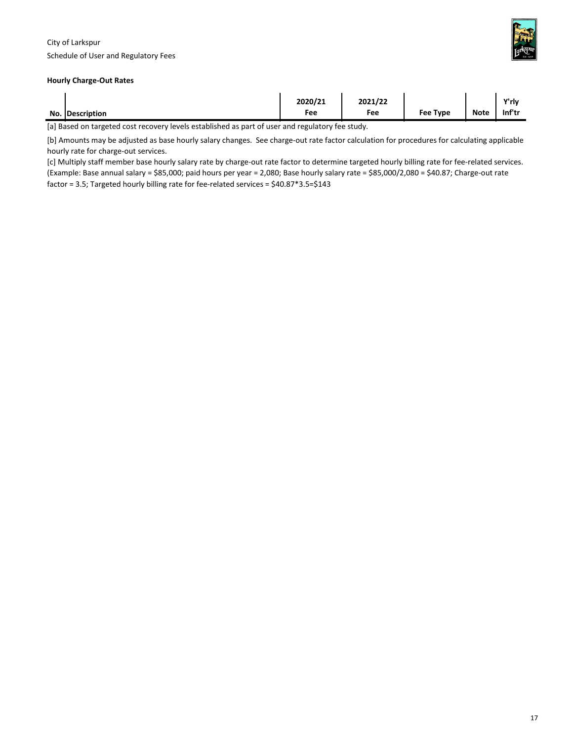City of Larkspur

Schedule of User and Regulatory Fees

**Hourly Charge-Out Rates**

| No. | Description | 2020/21 Fee | 2021/22 Fee | Fee Type | Note | Y'rly Inf'tr |
|---|---|---|---|---|---|---|

[a] Based on targeted cost recovery levels established as part of user and regulatory fee study.

[b] Amounts may be adjusted as base hourly salary changes. See charge-out rate factor calculation for procedures for calculating applicable hourly rate for charge-out services.

[c] Multiply staff member base hourly salary rate by charge-out rate factor to determine targeted hourly billing rate for fee-related services. (Example: Base annual salary = $85,000; paid hours per year = 2,080; Base hourly salary rate = $85,000/2,080 = $40.87; Charge-out rate factor = 3.5; Targeted hourly billing rate for fee-related services = $40.87*3.5=$143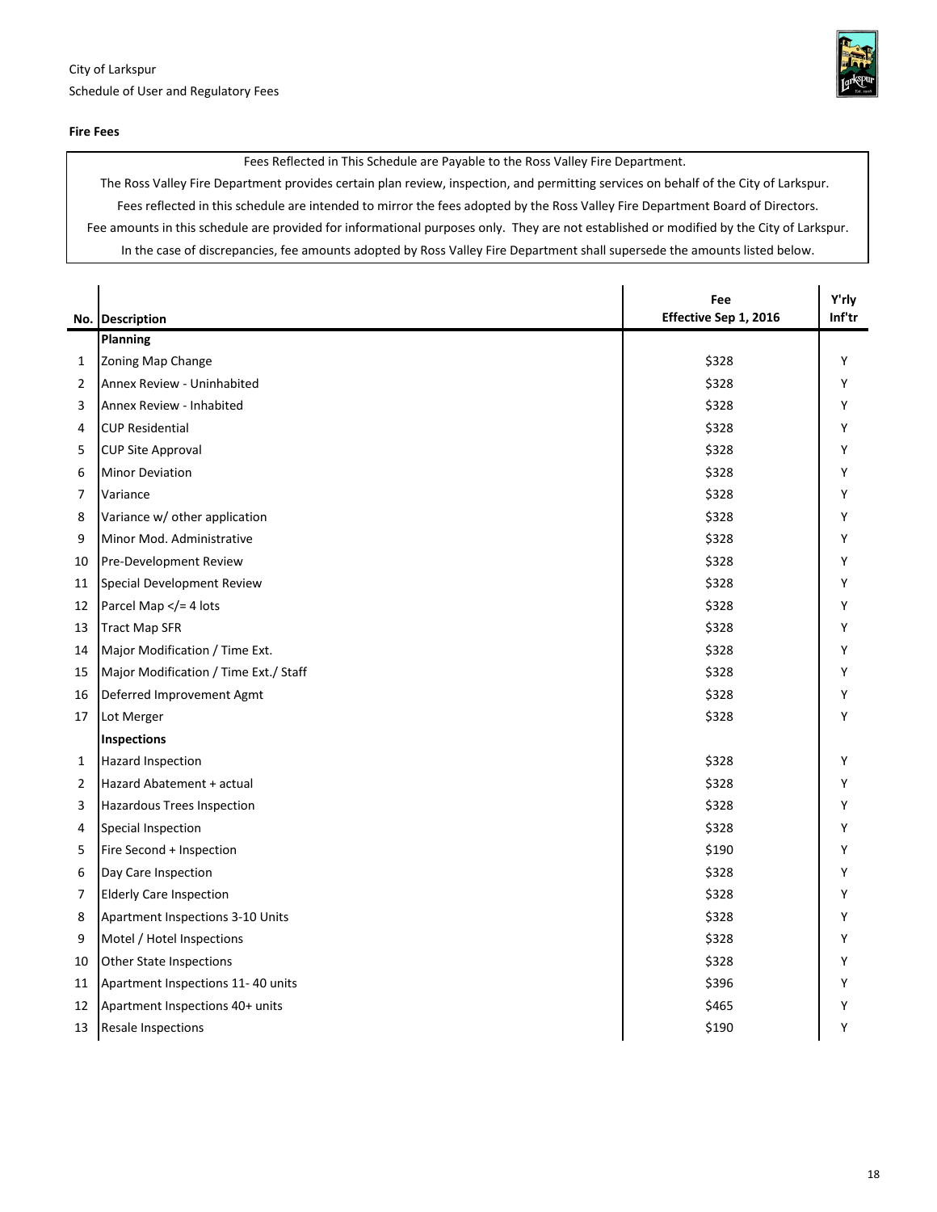City of Larkspur

Schedule of User and Regulatory Fees

**Fire Fees**

Fees Reflected in This Schedule are Payable to the Ross Valley Fire Department.
The Ross Valley Fire Department provides certain plan review, inspection, and permitting services on behalf of the City of Larkspur.
Fees reflected in this schedule are intended to mirror the fees adopted by the Ross Valley Fire Department Board of Directors.
Fee amounts in this schedule are provided for informational purposes only. They are not established or modified by the City of Larkspur.
In the case of discrepancies, fee amounts adopted by Ross Valley Fire Department shall supersede the amounts listed below.

| No. | Description | Fee Effective Sep 1, 2016 | Y'rly Inf'tr |
|---|---|---|---|
| | **Planning** | | |
| 1 | Zoning Map Change | $328 | Y |
| 2 | Annex Review - Uninhabited | $328 | Y |
| 3 | Annex Review - Inhabited | $328 | Y |
| 4 | CUP Residential | $328 | Y |
| 5 | CUP Site Approval | $328 | Y |
| 6 | Minor Deviation | $328 | Y |
| 7 | Variance | $328 | Y |
| 8 | Variance w/ other application | $328 | Y |
| 9 | Minor Mod. Administrative | $328 | Y |
| 10 | Pre-Development Review | $328 | Y |
| 11 | Special Development Review | $328 | Y |
| 12 | Parcel Map </= 4 lots | $328 | Y |
| 13 | Tract Map SFR | $328 | Y |
| 14 | Major Modification / Time Ext. | $328 | Y |
| 15 | Major Modification / Time Ext./ Staff | $328 | Y |
| 16 | Deferred Improvement Agmt | $328 | Y |
| 17 | Lot Merger | $328 | Y |
| | **Inspections** | | |
| 1 | Hazard Inspection | $328 | Y |
| 2 | Hazard Abatement + actual | $328 | Y |
| 3 | Hazardous Trees Inspection | $328 | Y |
| 4 | Special Inspection | $328 | Y |
| 5 | Fire Second + Inspection | $190 | Y |
| 6 | Day Care Inspection | $328 | Y |
| 7 | Elderly Care Inspection | $328 | Y |
| 8 | Apartment Inspections 3-10 Units | $328 | Y |
| 9 | Motel / Hotel Inspections | $328 | Y |
| 10 | Other State Inspections | $328 | Y |
| 11 | Apartment Inspections 11- 40 units | $396 | Y |
| 12 | Apartment Inspections 40+ units | $465 | Y |
| 13 | Resale Inspections | $190 | Y |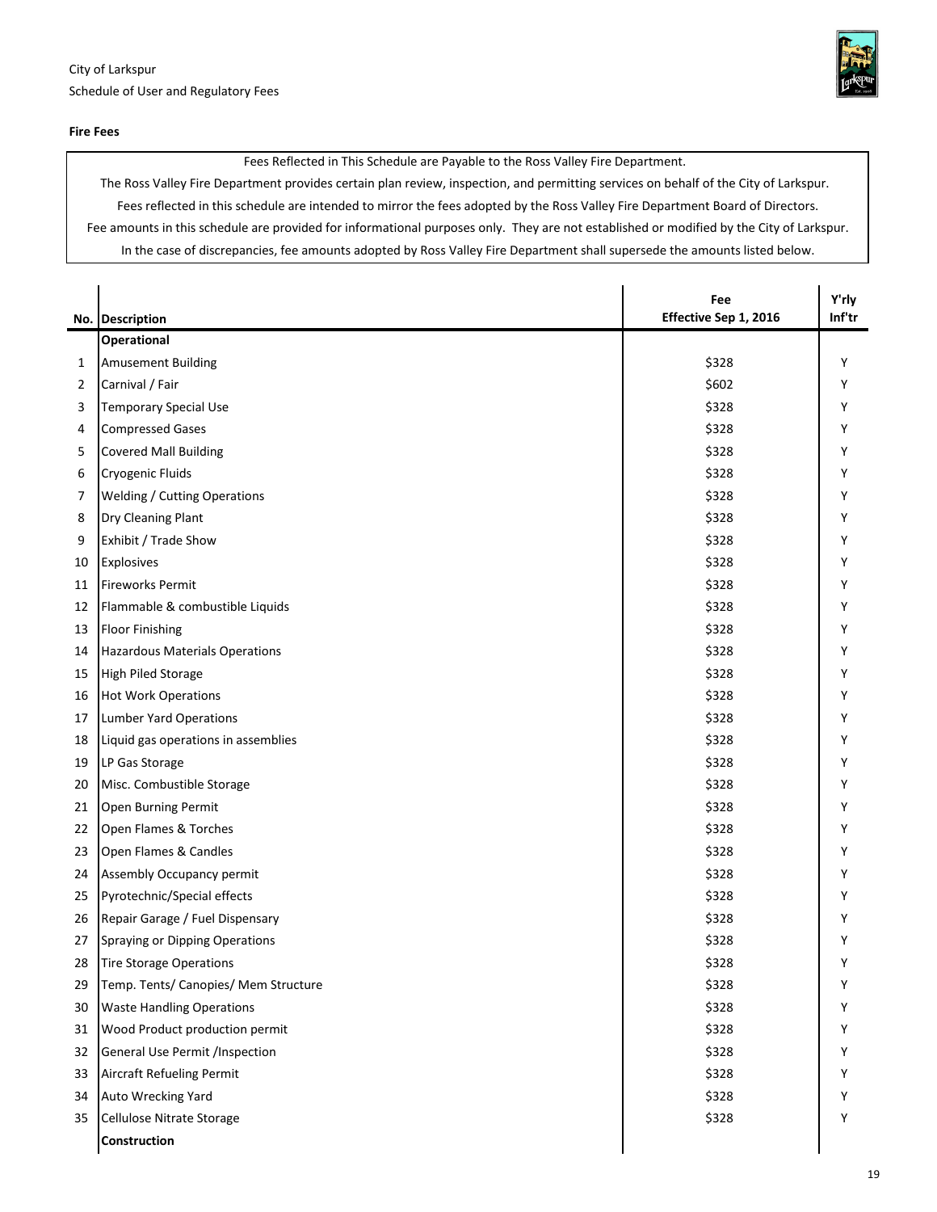City of Larkspur

Schedule of User and Regulatory Fees

**Fire Fees**

Fees Reflected in This Schedule are Payable to the Ross Valley Fire Department.
The Ross Valley Fire Department provides certain plan review, inspection, and permitting services on behalf of the City of Larkspur.
Fees reflected in this schedule are intended to mirror the fees adopted by the Ross Valley Fire Department Board of Directors.
Fee amounts in this schedule are provided for informational purposes only. They are not established or modified by the City of Larkspur.
In the case of discrepancies, fee amounts adopted by Ross Valley Fire Department shall supersede the amounts listed below.

| No. | Description | Fee Effective Sep 1, 2016 | Y'rly Inf'tr |
|---|---|---|---|
| | **Operational** | | |
| 1 | Amusement Building | $328 | Y |
| 2 | Carnival / Fair | $602 | Y |
| 3 | Temporary Special Use | $328 | Y |
| 4 | Compressed Gases | $328 | Y |
| 5 | Covered Mall Building | $328 | Y |
| 6 | Cryogenic Fluids | $328 | Y |
| 7 | Welding / Cutting Operations | $328 | Y |
| 8 | Dry Cleaning Plant | $328 | Y |
| 9 | Exhibit / Trade Show | $328 | Y |
| 10 | Explosives | $328 | Y |
| 11 | Fireworks Permit | $328 | Y |
| 12 | Flammable & combustible Liquids | $328 | Y |
| 13 | Floor Finishing | $328 | Y |
| 14 | Hazardous Materials Operations | $328 | Y |
| 15 | High Piled Storage | $328 | Y |
| 16 | Hot Work Operations | $328 | Y |
| 17 | Lumber Yard Operations | $328 | Y |
| 18 | Liquid gas operations in assemblies | $328 | Y |
| 19 | LP Gas Storage | $328 | Y |
| 20 | Misc. Combustible Storage | $328 | Y |
| 21 | Open Burning Permit | $328 | Y |
| 22 | Open Flames & Torches | $328 | Y |
| 23 | Open Flames & Candles | $328 | Y |
| 24 | Assembly Occupancy permit | $328 | Y |
| 25 | Pyrotechnic/Special effects | $328 | Y |
| 26 | Repair Garage / Fuel Dispensary | $328 | Y |
| 27 | Spraying or Dipping Operations | $328 | Y |
| 28 | Tire Storage Operations | $328 | Y |
| 29 | Temp. Tents/ Canopies/ Mem Structure | $328 | Y |
| 30 | Waste Handling Operations | $328 | Y |
| 31 | Wood Product production permit | $328 | Y |
| 32 | General Use Permit /Inspection | $328 | Y |
| 33 | Aircraft Refueling Permit | $328 | Y |
| 34 | Auto Wrecking Yard | $328 | Y |
| 35 | Cellulose Nitrate Storage | $328 | Y |
| | **Construction** | | |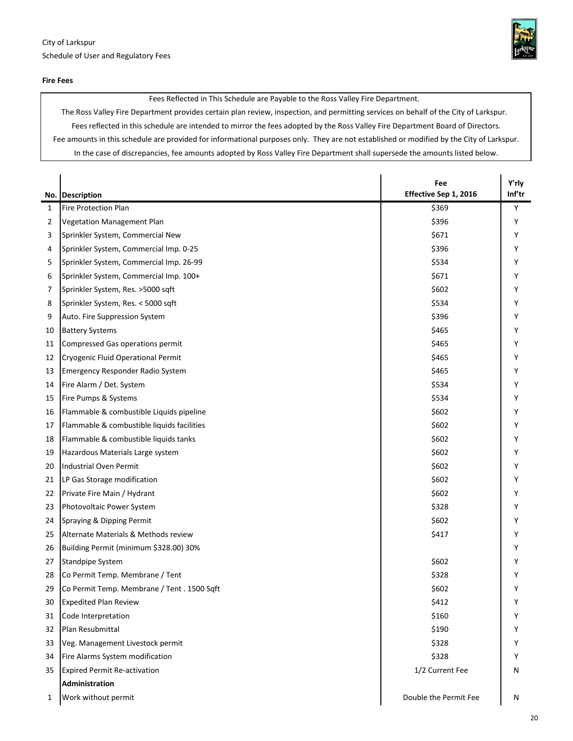City of Larkspur

Schedule of User and Regulatory Fees

**Fire Fees**

Fees Reflected in This Schedule are Payable to the Ross Valley Fire Department.

The Ross Valley Fire Department provides certain plan review, inspection, and permitting services on behalf of the City of Larkspur.

Fees reflected in this schedule are intended to mirror the fees adopted by the Ross Valley Fire Department Board of Directors.

Fee amounts in this schedule are provided for informational purposes only. They are not established or modified by the City of Larkspur.

In the case of discrepancies, fee amounts adopted by Ross Valley Fire Department shall supersede the amounts listed below.

| No. | Description | Fee Effective Sep 1, 2016 | Y'rly Inf'tr |
|---|---|---|---|
| 1 | Fire Protection Plan | $369 | Y |
| 2 | Vegetation Management Plan | $396 | Y |
| 3 | Sprinkler System, Commercial New | $671 | Y |
| 4 | Sprinkler System, Commercial Imp. 0-25 | $396 | Y |
| 5 | Sprinkler System, Commercial Imp. 26-99 | $534 | Y |
| 6 | Sprinkler System, Commercial Imp. 100+ | $671 | Y |
| 7 | Sprinkler System, Res. >5000 sqft | $602 | Y |
| 8 | Sprinkler System, Res. < 5000 sqft | $534 | Y |
| 9 | Auto. Fire Suppression System | $396 | Y |
| 10 | Battery Systems | $465 | Y |
| 11 | Compressed Gas operations permit | $465 | Y |
| 12 | Cryogenic Fluid Operational Permit | $465 | Y |
| 13 | Emergency Responder Radio System | $465 | Y |
| 14 | Fire Alarm / Det. System | $534 | Y |
| 15 | Fire Pumps & Systems | $534 | Y |
| 16 | Flammable & combustible Liquids pipeline | $602 | Y |
| 17 | Flammable & combustible liquids facilities | $602 | Y |
| 18 | Flammable & combustible liquids tanks | $602 | Y |
| 19 | Hazardous Materials Large system | $602 | Y |
| 20 | Industrial Oven Permit | $602 | Y |
| 21 | LP Gas Storage modification | $602 | Y |
| 22 | Private Fire Main / Hydrant | $602 | Y |
| 23 | Photovoltaic Power System | $328 | Y |
| 24 | Spraying & Dipping Permit | $602 | Y |
| 25 | Alternate Materials & Methods review | $417 | Y |
| 26 | Building Permit (minimum $328.00) 30% | | Y |
| 27 | Standpipe System | $602 | Y |
| 28 | Co Permit Temp. Membrane / Tent | $328 | Y |
| 29 | Co Permit Temp. Membrane / Tent . 1500 Sqft | $602 | Y |
| 30 | Expedited Plan Review | $412 | Y |
| 31 | Code Interpretation | $160 | Y |
| 32 | Plan Resubmittal | $190 | Y |
| 33 | Veg. Management Livestock permit | $328 | Y |
| 34 | Fire Alarms System modification | $328 | Y |
| 35 | Expired Permit Re-activation | 1/2 Current Fee | N |
| | **Administration** | | |
| 1 | Work without permit | Double the Permit Fee | N |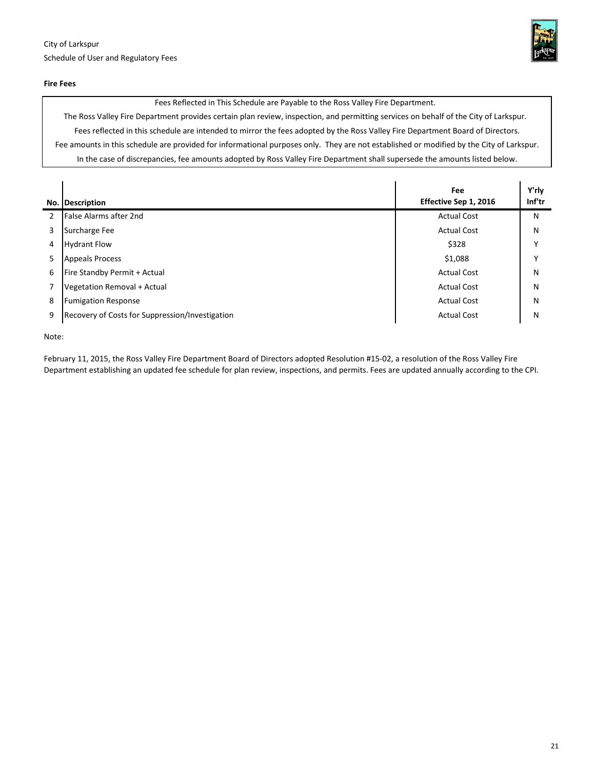City of Larkspur

Schedule of User and Regulatory Fees

**Fire Fees**

Fees Reflected in This Schedule are Payable to the Ross Valley Fire Department.

The Ross Valley Fire Department provides certain plan review, inspection, and permitting services on behalf of the City of Larkspur.

Fees reflected in this schedule are intended to mirror the fees adopted by the Ross Valley Fire Department Board of Directors.

Fee amounts in this schedule are provided for informational purposes only. They are not established or modified by the City of Larkspur.

In the case of discrepancies, fee amounts adopted by Ross Valley Fire Department shall supersede the amounts listed below.

| No. | Description | Fee Effective Sep 1, 2016 | Y'rly Inf'tr |
|---|---|---|---|
| 2 | False Alarms after 2nd | Actual Cost | N |
| 3 | Surcharge Fee | Actual Cost | N |
| 4 | Hydrant Flow | $328 | Y |
| 5 | Appeals Process | $1,088 | Y |
| 6 | Fire Standby Permit + Actual | Actual Cost | N |
| 7 | Vegetation Removal + Actual | Actual Cost | N |
| 8 | Fumigation Response | Actual Cost | N |
| 9 | Recovery of Costs for Suppression/Investigation | Actual Cost | N |

Note:

February 11, 2015, the Ross Valley Fire Department Board of Directors adopted Resolution #15-02, a resolution of the Ross Valley Fire Department establishing an updated fee schedule for plan review, inspections, and permits. Fees are updated annually according to the CPI.